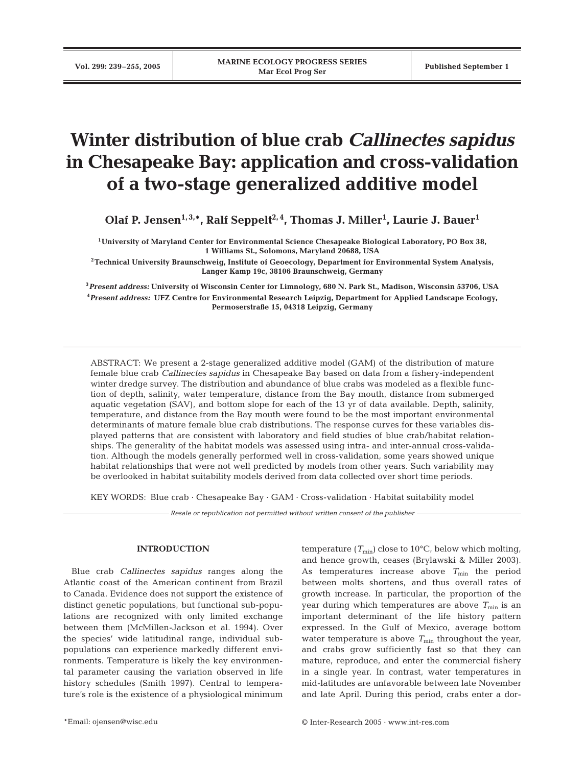# Winter distribution of blue crab *Callinectes sapidus* in Chesapeake Bay: application and cross-validation of a two-stage generalized additive model

**Olaf P. Jensen[1,3,*], Ralf Seppelt[2,4], Thomas J. Miller[1], Laurie J. Bauer[1]**

[1]University of Maryland Center for Environmental Science Chesapeake Biological Laboratory, PO Box 38, 1 Williams St., Solomons, Maryland 20688, USA

[2]Technical University Braunschweig, Institute of Geoecology, Department for Environmental System Analysis, Langer Kamp 19c, 38106 Braunschweig, Germany

[3]*Present address:* University of Wisconsin Center for Limnology, 680 N. Park St., Madison, Wisconsin 53706, USA

[4]*Present address:* UFZ Centre for Environmental Research Leipzig, Department for Applied Landscape Ecology, Permoserstraße 15, 04318 Leipzig, Germany

ABSTRACT: We present a 2-stage generalized additive model (GAM) of the distribution of mature female blue crab *Callinectes sapidus* in Chesapeake Bay based on data from a fishery-independent winter dredge survey. The distribution and abundance of blue crabs was modeled as a flexible function of depth, salinity, water temperature, distance from the Bay mouth, distance from submerged aquatic vegetation (SAV), and bottom slope for each of the 13 yr of data available. Depth, salinity, temperature, and distance from the Bay mouth were found to be the most important environmental determinants of mature female blue crab distributions. The response curves for these variables displayed patterns that are consistent with laboratory and field studies of blue crab/habitat relationships. The generality of the habitat models was assessed using intra- and inter-annual cross-validation. Although the models generally performed well in cross-validation, some years showed unique habitat relationships that were not well predicted by models from other years. Such variability may be overlooked in habitat suitability models derived from data collected over short time periods.

KEY WORDS: Blue crab · Chesapeake Bay · GAM · Cross-validation · Habitat suitability model

*Resale or republication not permitted without written consent of the publisher*

## INTRODUCTION

Blue crab *Callinectes sapidus* ranges along the Atlantic coast of the American continent from Brazil to Canada. Evidence does not support the existence of distinct genetic populations, but functional sub-populations are recognized with only limited exchange between them (McMillen-Jackson et al. 1994). Over the species' wide latitudinal range, individual sub-populations can experience markedly different environments. Temperature is likely the key environmental parameter causing the variation observed in life history schedules (Smith 1997). Central to temperature's role is the existence of a physiological minimum temperature ($T_{min}$) close to 10°C, below which molting, and hence growth, ceases (Brylawski & Miller 2003). As temperatures increase above $T_{min}$ the period between molts shortens, and thus overall rates of growth increase. In particular, the proportion of the year during which temperatures are above $T_{min}$ is an important determinant of the life history pattern expressed. In the Gulf of Mexico, average bottom water temperature is above $T_{min}$ throughout the year, and crabs grow sufficiently fast so that they can mature, reproduce, and enter the commercial fishery in a single year. In contrast, water temperatures in mid-latitudes are unfavorable between late November and late April. During this period, crabs enter a dor-

*Email: ojensen@wisc.edu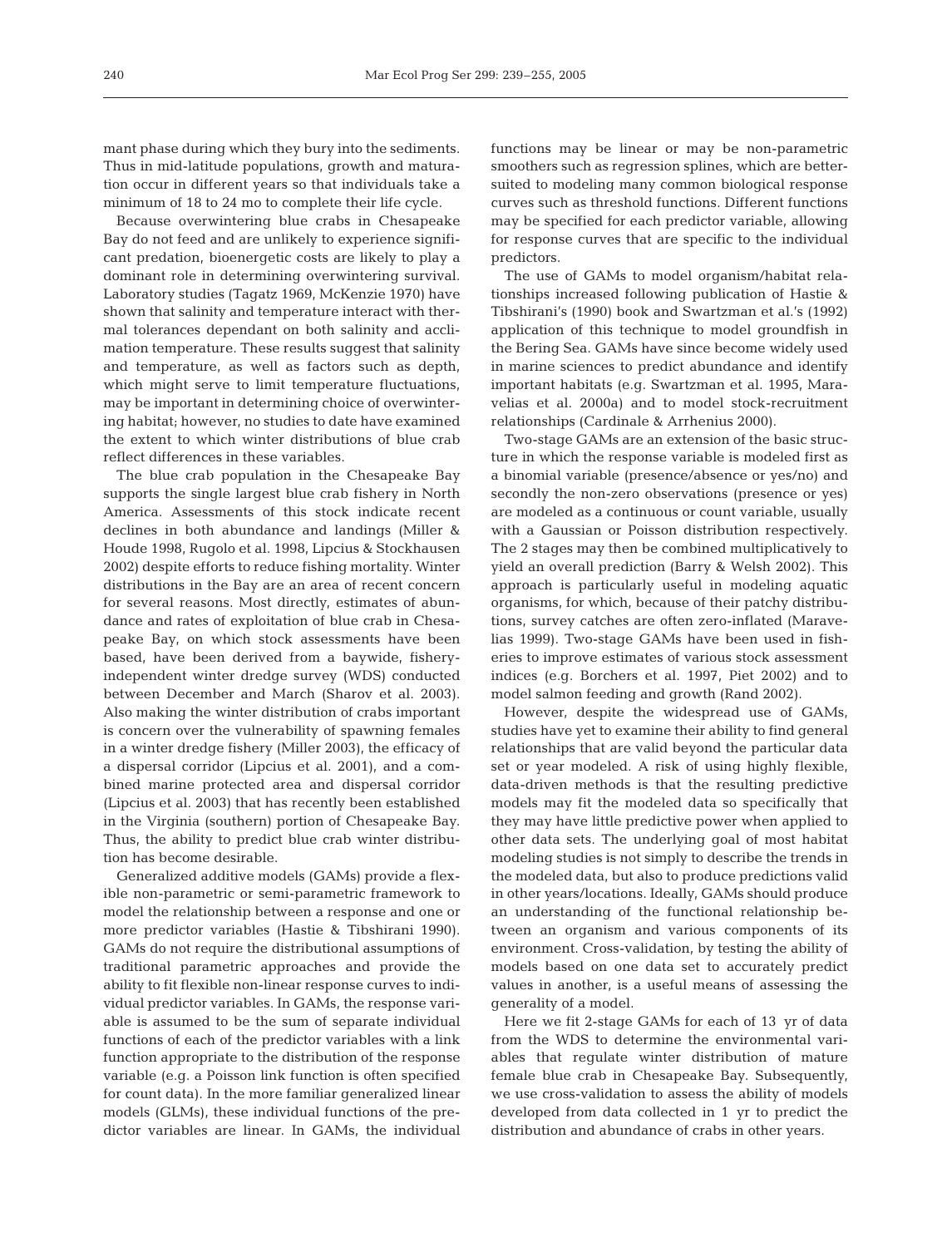mant phase during which they bury into the sediments. Thus in mid-latitude populations, growth and maturation occur in different years so that individuals take a minimum of 18 to 24 mo to complete their life cycle.

Because overwintering blue crabs in Chesapeake Bay do not feed and are unlikely to experience significant predation, bioenergetic costs are likely to play a dominant role in determining overwintering survival. Laboratory studies (Tagatz 1969, McKenzie 1970) have shown that salinity and temperature interact with thermal tolerances dependant on both salinity and acclimation temperature. These results suggest that salinity and temperature, as well as factors such as depth, which might serve to limit temperature fluctuations, may be important in determining choice of overwintering habitat; however, no studies to date have examined the extent to which winter distributions of blue crab reflect differences in these variables.

The blue crab population in the Chesapeake Bay supports the single largest blue crab fishery in North America. Assessments of this stock indicate recent declines in both abundance and landings (Miller & Houde 1998, Rugolo et al. 1998, Lipcius & Stockhausen 2002) despite efforts to reduce fishing mortality. Winter distributions in the Bay are an area of recent concern for several reasons. Most directly, estimates of abundance and rates of exploitation of blue crab in Chesapeake Bay, on which stock assessments have been based, have been derived from a baywide, fishery-independent winter dredge survey (WDS) conducted between December and March (Sharov et al. 2003). Also making the winter distribution of crabs important is concern over the vulnerability of spawning females in a winter dredge fishery (Miller 2003), the efficacy of a dispersal corridor (Lipcius et al. 2001), and a combined marine protected area and dispersal corridor (Lipcius et al. 2003) that has recently been established in the Virginia (southern) portion of Chesapeake Bay. Thus, the ability to predict blue crab winter distribution has become desirable.

Generalized additive models (GAMs) provide a flexible non-parametric or semi-parametric framework to model the relationship between a response and one or more predictor variables (Hastie & Tibshirani 1990). GAMs do not require the distributional assumptions of traditional parametric approaches and provide the ability to fit flexible non-linear response curves to individual predictor variables. In GAMs, the response variable is assumed to be the sum of separate individual functions of each of the predictor variables with a link function appropriate to the distribution of the response variable (e.g. a Poisson link function is often specified for count data). In the more familiar generalized linear models (GLMs), these individual functions of the predictor variables are linear. In GAMs, the individual functions may be linear or may be non-parametric smoothers such as regression splines, which are better-suited to modeling many common biological response curves such as threshold functions. Different functions may be specified for each predictor variable, allowing for response curves that are specific to the individual predictors.

The use of GAMs to model organism/habitat relationships increased following publication of Hastie & Tibshirani's (1990) book and Swartzman et al.'s (1992) application of this technique to model groundfish in the Bering Sea. GAMs have since become widely used in marine sciences to predict abundance and identify important habitats (e.g. Swartzman et al. 1995, Maravelias et al. 2000a) and to model stock-recruitment relationships (Cardinale & Arrhenius 2000).

Two-stage GAMs are an extension of the basic structure in which the response variable is modeled first as a binomial variable (presence/absence or yes/no) and secondly the non-zero observations (presence or yes) are modeled as a continuous or count variable, usually with a Gaussian or Poisson distribution respectively. The 2 stages may then be combined multiplicatively to yield an overall prediction (Barry & Welsh 2002). This approach is particularly useful in modeling aquatic organisms, for which, because of their patchy distributions, survey catches are often zero-inflated (Maravelias 1999). Two-stage GAMs have been used in fisheries to improve estimates of various stock assessment indices (e.g. Borchers et al. 1997, Piet 2002) and to model salmon feeding and growth (Rand 2002).

However, despite the widespread use of GAMs, studies have yet to examine their ability to find general relationships that are valid beyond the particular data set or year modeled. A risk of using highly flexible, data-driven methods is that the resulting predictive models may fit the modeled data so specifically that they may have little predictive power when applied to other data sets. The underlying goal of most habitat modeling studies is not simply to describe the trends in the modeled data, but also to produce predictions valid in other years/locations. Ideally, GAMs should produce an understanding of the functional relationship between an organism and various components of its environment. Cross-validation, by testing the ability of models based on one data set to accurately predict values in another, is a useful means of assessing the generality of a model.

Here we fit 2-stage GAMs for each of 13 yr of data from the WDS to determine the environmental variables that regulate winter distribution of mature female blue crab in Chesapeake Bay. Subsequently, we use cross-validation to assess the ability of models developed from data collected in 1 yr to predict the distribution and abundance of crabs in other years.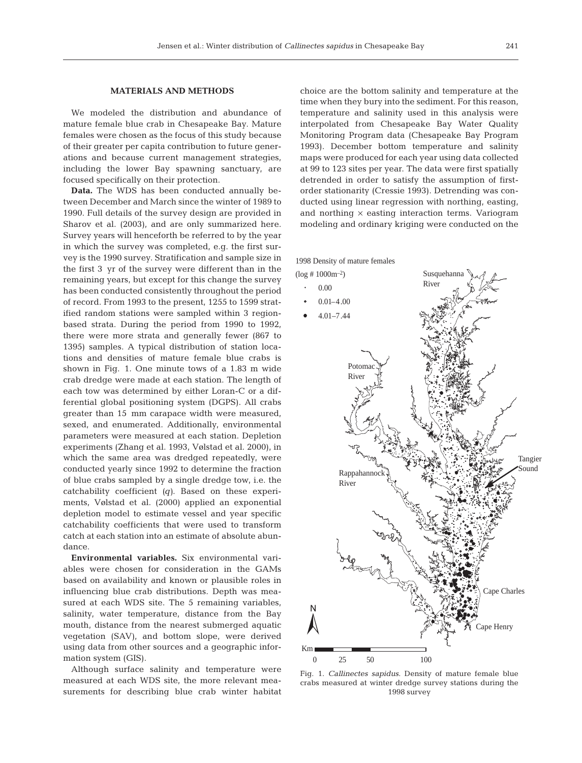## MATERIALS AND METHODS

We modeled the distribution and abundance of mature female blue crab in Chesapeake Bay. Mature females were chosen as the focus of this study because of their greater per capita contribution to future generations and because current management strategies, including the lower Bay spawning sanctuary, are focused specifically on their protection.

**Data.** The WDS has been conducted annually between December and March since the winter of 1989 to 1990. Full details of the survey design are provided in Sharov et al. (2003), and are only summarized here. Survey years will henceforth be referred to by the year in which the survey was completed, e.g. the first survey is the 1990 survey. Stratification and sample size in the first 3 yr of the survey were different than in the remaining years, but except for this change the survey has been conducted consistently throughout the period of record. From 1993 to the present, 1255 to 1599 stratified random stations were sampled within 3 region-based strata. During the period from 1990 to 1992, there were more strata and generally fewer (867 to 1395) samples. A typical distribution of station locations and densities of mature female blue crabs is shown in Fig. 1. One minute tows of a 1.83 m wide crab dredge were made at each station. The length of each tow was determined by either Loran-C or a differential global positioning system (DGPS). All crabs greater than 15 mm carapace width were measured, sexed, and enumerated. Additionally, environmental parameters were measured at each station. Depletion experiments (Zhang et al. 1993, Vølstad et al. 2000), in which the same area was dredged repeatedly, were conducted yearly since 1992 to determine the fraction of blue crabs sampled by a single dredge tow, i.e. the catchability coefficient ($q$). Based on these experiments, Vølstad et al. (2000) applied an exponential depletion model to estimate vessel and year specific catchability coefficients that were used to transform catch at each station into an estimate of absolute abundance.

**Environmental variables.** Six environmental variables were chosen for consideration in the GAMs based on availability and known or plausible roles in influencing blue crab distributions. Depth was measured at each WDS site. The 5 remaining variables, salinity, water temperature, distance from the Bay mouth, distance from the nearest submerged aquatic vegetation (SAV), and bottom slope, were derived using data from other sources and a geographic information system (GIS).

Although surface salinity and temperature were measured at each WDS site, the more relevant measurements for describing blue crab winter habitat choice are the bottom salinity and temperature at the time when they bury into the sediment. For this reason, temperature and salinity used in this analysis were interpolated from Chesapeake Bay Water Quality Monitoring Program data (Chesapeake Bay Program 1993). December bottom temperature and salinity maps were produced for each year using data collected at 99 to 123 sites per year. The data were first spatially detrended in order to satisfy the assumption of first-order stationarity (Cressie 1993). Detrending was conducted using linear regression with northing, easting, and northing × easting interaction terms. Variogram modeling and ordinary kriging were conducted on the

1998 Density of mature females (log # 1000m$^{-2}$)

- 0.00
- 0.01–4.00
- 4.01–7.44

Susquehanna River; Potomac River; Rappahannock River; Tangier Sound; Cape Charles; Cape Henry; N; Km 0 25 50 100

Fig. 1. *Callinectes sapidus*. Density of mature female blue crabs measured at winter dredge survey stations during the 1998 survey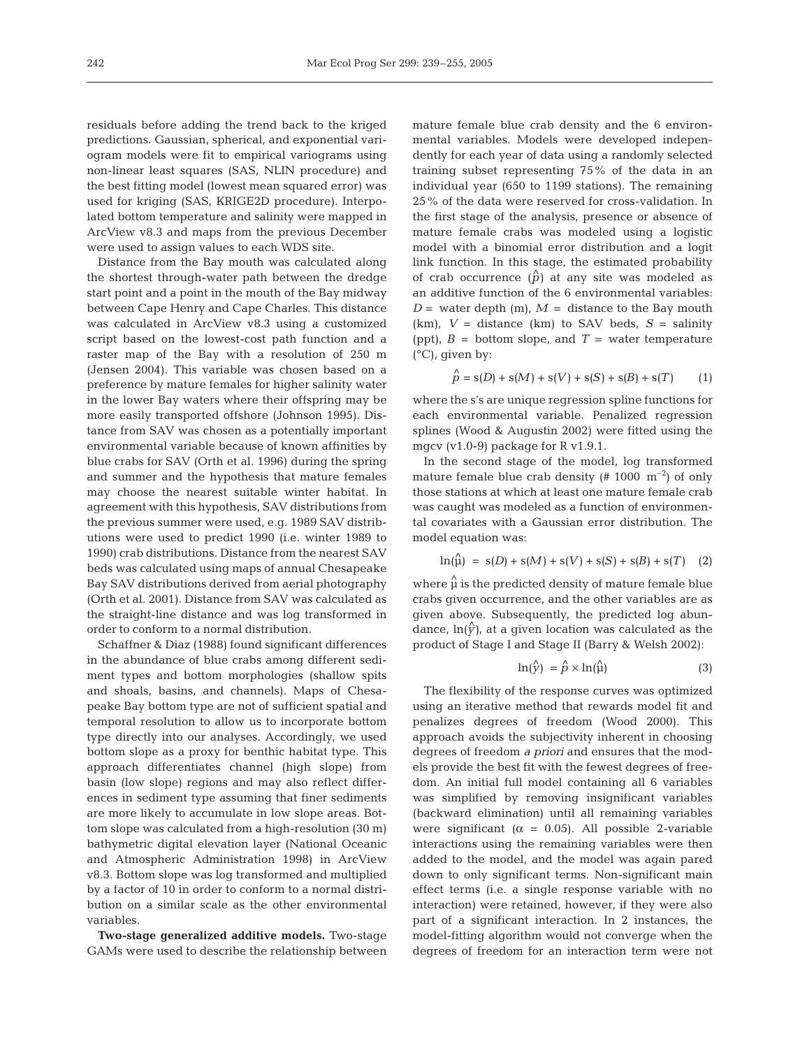residuals before adding the trend back to the kriged predictions. Gaussian, spherical, and exponential variogram models were fit to empirical variograms using non-linear least squares (SAS, NLIN procedure) and the best fitting model (lowest mean squared error) was used for kriging (SAS, KRIGE2D procedure). Interpolated bottom temperature and salinity were mapped in ArcView v8.3 and maps from the previous December were used to assign values to each WDS site.

Distance from the Bay mouth was calculated along the shortest through-water path between the dredge start point and a point in the mouth of the Bay midway between Cape Henry and Cape Charles. This distance was calculated in ArcView v8.3 using a customized script based on the lowest-cost path function and a raster map of the Bay with a resolution of 250 m (Jensen 2004). This variable was chosen based on a preference by mature females for higher salinity water in the lower Bay waters where their offspring may be more easily transported offshore (Johnson 1995). Distance from SAV was chosen as a potentially important environmental variable because of known affinities by blue crabs for SAV (Orth et al. 1996) during the spring and summer and the hypothesis that mature females may choose the nearest suitable winter habitat. In agreement with this hypothesis, SAV distributions from the previous summer were used, e.g. 1989 SAV distributions were used to predict 1990 (i.e. winter 1989 to 1990) crab distributions. Distance from the nearest SAV beds was calculated using maps of annual Chesapeake Bay SAV distributions derived from aerial photography (Orth et al. 2001). Distance from SAV was calculated as the straight-line distance and was log transformed in order to conform to a normal distribution.

Schaffner & Diaz (1988) found significant differences in the abundance of blue crabs among different sediment types and bottom morphologies (shallow spits and shoals, basins, and channels). Maps of Chesapeake Bay bottom type are not of sufficient spatial and temporal resolution to allow us to incorporate bottom type directly into our analyses. Accordingly, we used bottom slope as a proxy for benthic habitat type. This approach differentiates channel (high slope) from basin (low slope) regions and may also reflect differences in sediment type assuming that finer sediments are more likely to accumulate in low slope areas. Bottom slope was calculated from a high-resolution (30 m) bathymetric digital elevation layer (National Oceanic and Atmospheric Administration 1998) in ArcView v8.3. Bottom slope was log transformed and multiplied by a factor of 10 in order to conform to a normal distribution on a similar scale as the other environmental variables.

**Two-stage generalized additive models.** Two-stage GAMs were used to describe the relationship between mature female blue crab density and the 6 environmental variables. Models were developed independently for each year of data using a randomly selected training subset representing 75% of the data in an individual year (650 to 1199 stations). The remaining 25% of the data were reserved for cross-validation. In the first stage of the analysis, presence or absence of mature female crabs was modeled using a logistic model with a binomial error distribution and a logit link function. In this stage, the estimated probability of crab occurrence ($\hat{p}$) at any site was modeled as an additive function of the 6 environmental variables: $D$ = water depth (m), $M$ = distance to the Bay mouth (km), $V$ = distance (km) to SAV beds, $S$ = salinity (ppt), $B$ = bottom slope, and $T$ = water temperature (°C), given by:

$$\hat{p} = \mathrm{s}(D) + \mathrm{s}(M) + \mathrm{s}(V) + \mathrm{s}(S) + \mathrm{s}(B) + \mathrm{s}(T) \quad (1)$$

where the s's are unique regression spline functions for each environmental variable. Penalized regression splines (Wood & Augustin 2002) were fitted using the mgcv (v1.0-9) package for R v1.9.1.

In the second stage of the model, log transformed mature female blue crab density (# 1000 $\mathrm{m}^{-2}$) of only those stations at which at least one mature female crab was caught was modeled as a function of environmental covariates with a Gaussian error distribution. The model equation was:

$$\ln(\hat{\mu}) = \mathrm{s}(D) + \mathrm{s}(M) + \mathrm{s}(V) + \mathrm{s}(S) + \mathrm{s}(B) + \mathrm{s}(T) \quad (2)$$

where $\hat{\mu}$ is the predicted density of mature female blue crabs given occurrence, and the other variables are as given above. Subsequently, the predicted log abundance, $\ln(\hat{y})$, at a given location was calculated as the product of Stage I and Stage II (Barry & Welsh 2002):

$$\ln(\hat{y}) = \hat{p} \times \ln(\hat{\mu}) \quad (3)$$

The flexibility of the response curves was optimized using an iterative method that rewards model fit and penalizes degrees of freedom (Wood 2000). This approach avoids the subjectivity inherent in choosing degrees of freedom *a priori* and ensures that the models provide the best fit with the fewest degrees of freedom. An initial full model containing all 6 variables was simplified by removing insignificant variables (backward elimination) until all remaining variables were significant ($\alpha$ = 0.05). All possible 2-variable interactions using the remaining variables were then added to the model, and the model was again pared down to only significant terms. Non-significant main effect terms (i.e. a single response variable with no interaction) were retained, however, if they were also part of a significant interaction. In 2 instances, the model-fitting algorithm would not converge when the degrees of freedom for an interaction term were not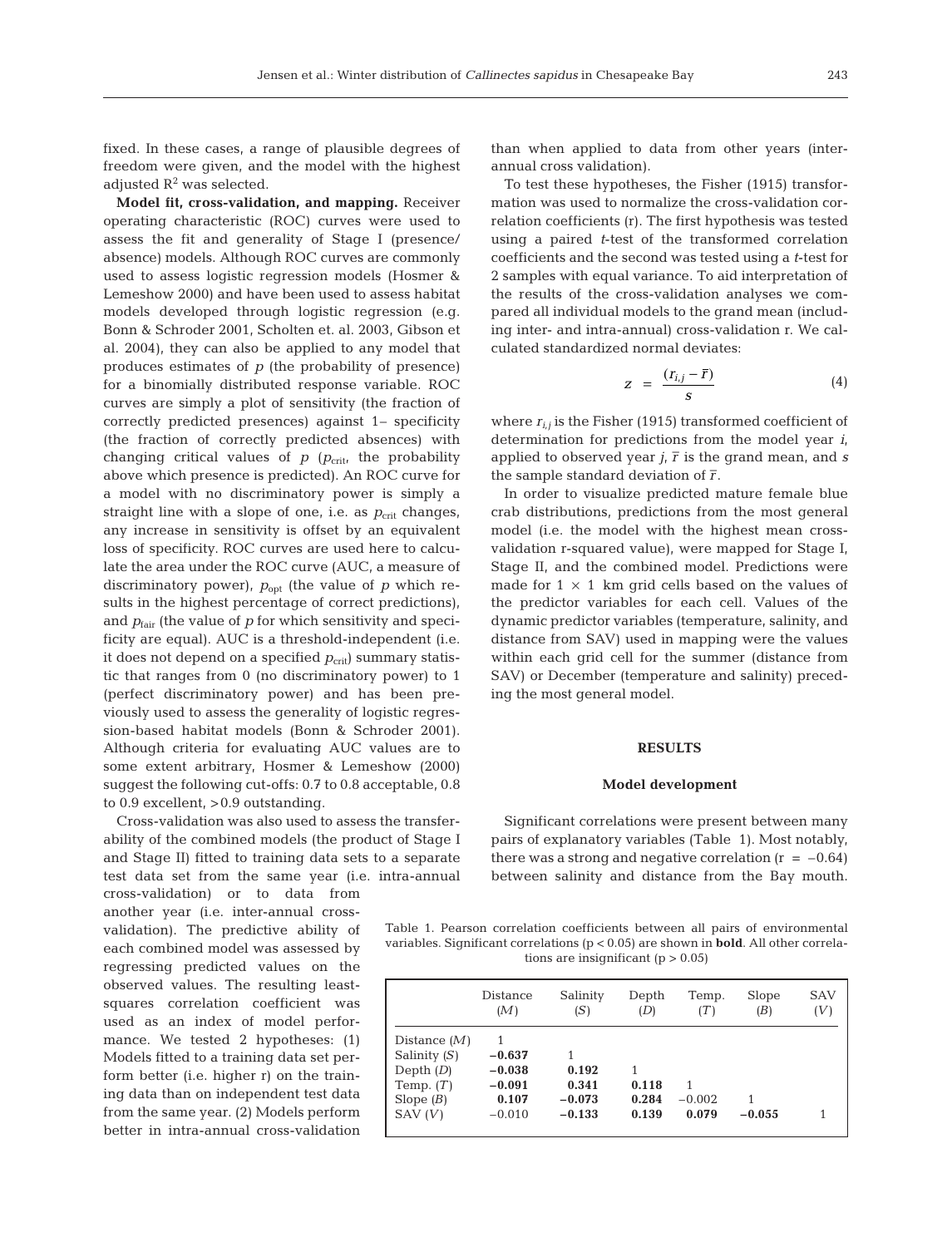fixed. In these cases, a range of plausible degrees of freedom were given, and the model with the highest adjusted $R^2$ was selected.

**Model fit, cross-validation, and mapping.** Receiver operating characteristic (ROC) curves were used to assess the fit and generality of Stage I (presence/absence) models. Although ROC curves are commonly used to assess logistic regression models (Hosmer & Lemeshow 2000) and have been used to assess habitat models developed through logistic regression (e.g. Bonn & Schroder 2001, Scholten et. al. 2003, Gibson et al. 2004), they can also be applied to any model that produces estimates of $p$ (the probability of presence) for a binomially distributed response variable. ROC curves are simply a plot of sensitivity (the fraction of correctly predicted presences) against 1– specificity (the fraction of correctly predicted absences) with changing critical values of $p$ ($p_{crit}$, the probability above which presence is predicted). An ROC curve for a model with no discriminatory power is simply a straight line with a slope of one, i.e. as $p_{crit}$ changes, any increase in sensitivity is offset by an equivalent loss of specificity. ROC curves are used here to calculate the area under the ROC curve (AUC, a measure of discriminatory power), $p_{opt}$ (the value of $p$ which results in the highest percentage of correct predictions), and $p_{fair}$ (the value of $p$ for which sensitivity and specificity are equal). AUC is a threshold-independent (i.e. it does not depend on a specified $p_{crit}$) summary statistic that ranges from 0 (no discriminatory power) to 1 (perfect discriminatory power) and has been previously used to assess the generality of logistic regression-based habitat models (Bonn & Schroder 2001). Although criteria for evaluating AUC values are to some extent arbitrary, Hosmer & Lemeshow (2000) suggest the following cut-offs: 0.7 to 0.8 acceptable, 0.8 to 0.9 excellent, >0.9 outstanding.

Cross-validation was also used to assess the transferability of the combined models (the product of Stage I and Stage II) fitted to training data sets to a separate test data set from the same year (i.e. intra-annual cross-validation) or to data from another year (i.e. inter-annual cross-validation). The predictive ability of each combined model was assessed by regressing predicted values on the observed values. The resulting least-squares correlation coefficient was used as an index of model performance. We tested 2 hypotheses: (1) Models fitted to a training data set perform better (i.e. higher r) on the training data than on independent test data from the same year. (2) Models perform better in intra-annual cross-validation than when applied to data from other years (inter-annual cross validation).

To test these hypotheses, the Fisher (1915) transformation was used to normalize the cross-validation correlation coefficients (r). The first hypothesis was tested using a paired $t$-test of the transformed correlation coefficients and the second was tested using a $t$-test for 2 samples with equal variance. To aid interpretation of the results of the cross-validation analyses we compared all individual models to the grand mean (including inter- and intra-annual) cross-validation r. We calculated standardized normal deviates:

$$z = \frac{(r_{i,j} - \bar{r})}{s} \tag{4}$$

where $r_{i,j}$ is the Fisher (1915) transformed coefficient of determination for predictions from the model year $i$, applied to observed year $j$, $\bar{r}$ is the grand mean, and $s$ the sample standard deviation of $\bar{r}$.

In order to visualize predicted mature female blue crab distributions, predictions from the most general model (i.e. the model with the highest mean cross-validation r-squared value), were mapped for Stage I, Stage II, and the combined model. Predictions were made for 1 × 1 km grid cells based on the values of the predictor variables for each cell. Values of the dynamic predictor variables (temperature, salinity, and distance from SAV) used in mapping were the values within each grid cell for the summer (distance from SAV) or December (temperature and salinity) preceding the most general model.

## RESULTS

### Model development

Significant correlations were present between many pairs of explanatory variables (Table 1). Most notably, there was a strong and negative correlation (r = −0.64) between salinity and distance from the Bay mouth.

Table 1. Pearson correlation coefficients between all pairs of environmental variables. Significant correlations ($p < 0.05$) are shown in **bold**. All other correlations are insignificant ($p > 0.05$)

| | Distance ($M$) | Salinity ($S$) | Depth ($D$) | Temp. ($T$) | Slope ($B$) | SAV ($V$) |
|---|---|---|---|---|---|---|
| Distance ($M$) | 1 | | | | | |
| Salinity ($S$) | **−0.637** | 1 | | | | |
| Depth ($D$) | **−0.038** | **0.192** | 1 | | | |
| Temp. ($T$) | **−0.091** | **0.341** | **0.118** | 1 | | |
| Slope ($B$) | **0.107** | **−0.073** | **0.284** | −0.002 | 1 | |
| SAV ($V$) | −0.010 | **−0.133** | **0.139** | **0.079** | **−0.055** | 1 |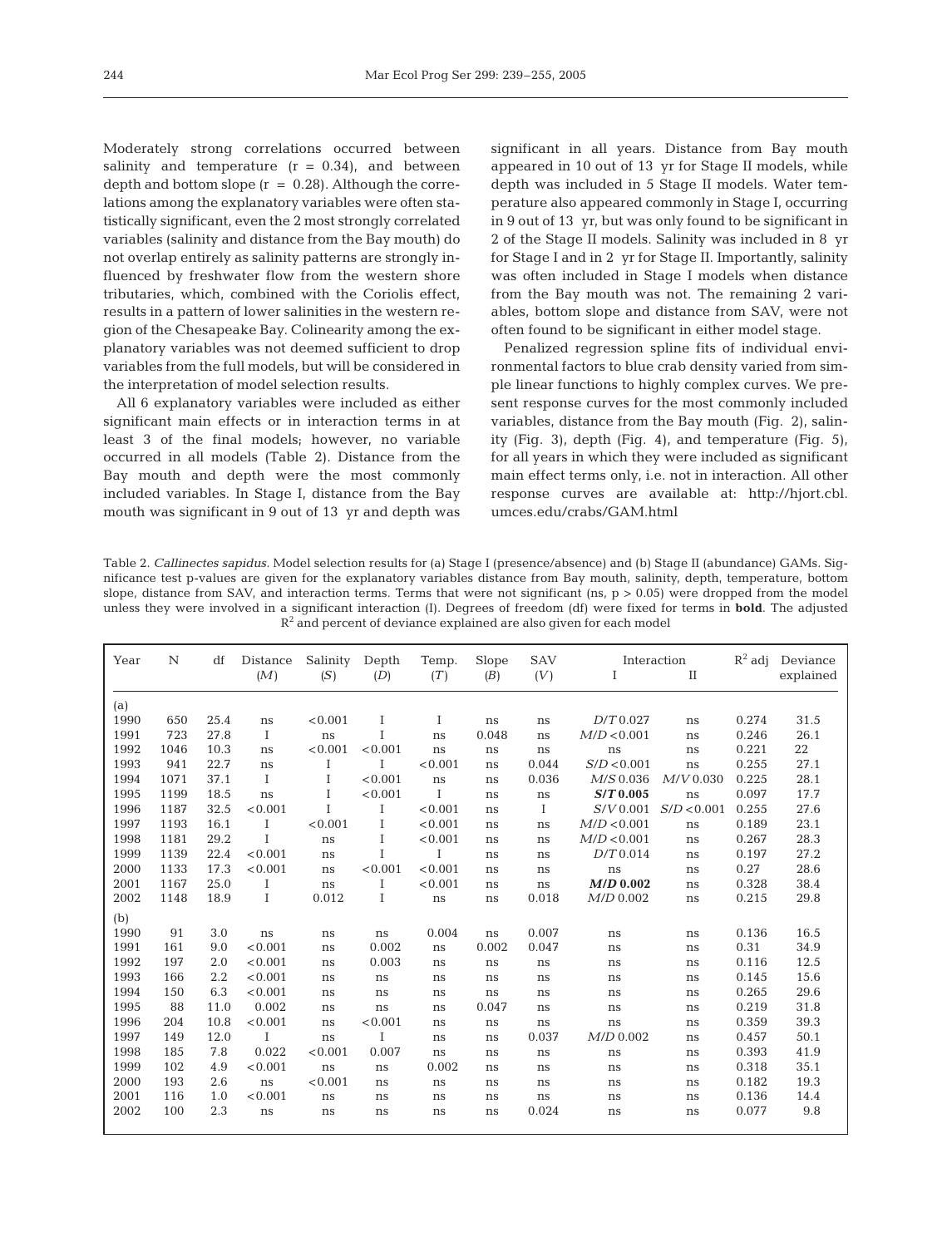Moderately strong correlations occurred between salinity and temperature (r = 0.34), and between depth and bottom slope (r = 0.28). Although the correlations among the explanatory variables were often statistically significant, even the 2 most strongly correlated variables (salinity and distance from the Bay mouth) do not overlap entirely as salinity patterns are strongly influenced by freshwater flow from the western shore tributaries, which, combined with the Coriolis effect, results in a pattern of lower salinities in the western region of the Chesapeake Bay. Colinearity among the explanatory variables was not deemed sufficient to drop variables from the full models, but will be considered in the interpretation of model selection results.

All 6 explanatory variables were included as either significant main effects or in interaction terms in at least 3 of the final models; however, no variable occurred in all models (Table 2). Distance from the Bay mouth and depth were the most commonly included variables. In Stage I, distance from the Bay mouth was significant in 9 out of 13 yr and depth was significant in all years. Distance from Bay mouth appeared in 10 out of 13 yr for Stage II models, while depth was included in 5 Stage II models. Water temperature also appeared commonly in Stage I, occurring in 9 out of 13 yr, but was only found to be significant in 2 of the Stage II models. Salinity was included in 8 yr for Stage I and in 2 yr for Stage II. Importantly, salinity was often included in Stage I models when distance from the Bay mouth was not. The remaining 2 variables, bottom slope and distance from SAV, were not often found to be significant in either model stage.

Penalized regression spline fits of individual environmental factors to blue crab density varied from simple linear functions to highly complex curves. We present response curves for the most commonly included variables, distance from the Bay mouth (Fig. 2), salinity (Fig. 3), depth (Fig. 4), and temperature (Fig. 5), for all years in which they were included as significant main effect terms only, i.e. not in interaction. All other response curves are available at: http://hjort.cbl.umces.edu/crabs/GAM.html

Table 2. *Callinectes sapidus*. Model selection results for (a) Stage I (presence/absence) and (b) Stage II (abundance) GAMs. Significance test p-values are given for the explanatory variables distance from Bay mouth, salinity, depth, temperature, bottom slope, distance from SAV, and interaction terms. Terms that were not significant (ns, p > 0.05) were dropped from the model unless they were involved in a significant interaction (I). Degrees of freedom (df) were fixed for terms in **bold**. The adjusted $R^2$ and percent of deviance explained are also given for each model

| Year | N | df | Distance ($M$) | Salinity ($S$) | Depth ($D$) | Temp. ($T$) | Slope ($B$) | SAV ($V$) | Interaction I | Interaction II | $R^2$ adj | Deviance explained |
|---|---|---|---|---|---|---|---|---|---|---|---|---|
| (a) | | | | | | | | | | | | |
| 1990 | 650 | 25.4 | ns | <0.001 | I | I | ns | ns | $D/T$ 0.027 | ns | 0.274 | 31.5 |
| 1991 | 723 | 27.8 | I | ns | I | ns | 0.048 | ns | $M/D$ <0.001 | ns | 0.246 | 26.1 |
| 1992 | 1046 | 10.3 | ns | <0.001 | <0.001 | ns | ns | ns | ns | ns | 0.221 | 22 |
| 1993 | 941 | 22.7 | ns | I | I | <0.001 | ns | 0.044 | $S/D$ <0.001 | ns | 0.255 | 27.1 |
| 1994 | 1071 | 37.1 | I | I | <0.001 | ns | ns | 0.036 | $M/S$ 0.036 | $M/V$ 0.030 | 0.225 | 28.1 |
| 1995 | 1199 | 18.5 | ns | I | <0.001 | I | ns | ns | ***S/T* 0.005** | ns | 0.097 | 17.7 |
| 1996 | 1187 | 32.5 | <0.001 | I | I | <0.001 | ns | I | $S/V$ 0.001 | $S/D$ <0.001 | 0.255 | 27.6 |
| 1997 | 1193 | 16.1 | I | <0.001 | I | <0.001 | ns | ns | $M/D$ <0.001 | ns | 0.189 | 23.1 |
| 1998 | 1181 | 29.2 | I | ns | I | <0.001 | ns | ns | $M/D$ <0.001 | ns | 0.267 | 28.3 |
| 1999 | 1139 | 22.4 | <0.001 | ns | I | I | ns | ns | $D/T$ 0.014 | ns | 0.197 | 27.2 |
| 2000 | 1133 | 17.3 | <0.001 | ns | <0.001 | <0.001 | ns | ns | ns | ns | 0.27 | 28.6 |
| 2001 | 1167 | 25.0 | I | ns | I | <0.001 | ns | ns | ***M/D* 0.002** | ns | 0.328 | 38.4 |
| 2002 | 1148 | 18.9 | I | 0.012 | I | ns | ns | 0.018 | $M/D$ 0.002 | ns | 0.215 | 29.8 |
| (b) | | | | | | | | | | | | |
| 1990 | 91 | 3.0 | ns | ns | ns | 0.004 | ns | 0.007 | ns | ns | 0.136 | 16.5 |
| 1991 | 161 | 9.0 | <0.001 | ns | 0.002 | ns | 0.002 | 0.047 | ns | ns | 0.31 | 34.9 |
| 1992 | 197 | 2.0 | <0.001 | ns | 0.003 | ns | ns | ns | ns | ns | 0.116 | 12.5 |
| 1993 | 166 | 2.2 | <0.001 | ns | ns | ns | ns | ns | ns | ns | 0.145 | 15.6 |
| 1994 | 150 | 6.3 | <0.001 | ns | ns | ns | ns | ns | ns | ns | 0.265 | 29.6 |
| 1995 | 88 | 11.0 | 0.002 | ns | ns | ns | 0.047 | ns | ns | ns | 0.219 | 31.8 |
| 1996 | 204 | 10.8 | <0.001 | ns | <0.001 | ns | ns | ns | ns | ns | 0.359 | 39.3 |
| 1997 | 149 | 12.0 | I | ns | I | ns | ns | 0.037 | $M/D$ 0.002 | ns | 0.457 | 50.1 |
| 1998 | 185 | 7.8 | 0.022 | <0.001 | 0.007 | ns | ns | ns | ns | ns | 0.393 | 41.9 |
| 1999 | 102 | 4.9 | <0.001 | ns | ns | 0.002 | ns | ns | ns | ns | 0.318 | 35.1 |
| 2000 | 193 | 2.6 | ns | <0.001 | ns | ns | ns | ns | ns | ns | 0.182 | 19.3 |
| 2001 | 116 | 1.0 | <0.001 | ns | ns | ns | ns | ns | ns | ns | 0.136 | 14.4 |
| 2002 | 100 | 2.3 | ns | ns | ns | ns | ns | 0.024 | ns | ns | 0.077 | 9.8 |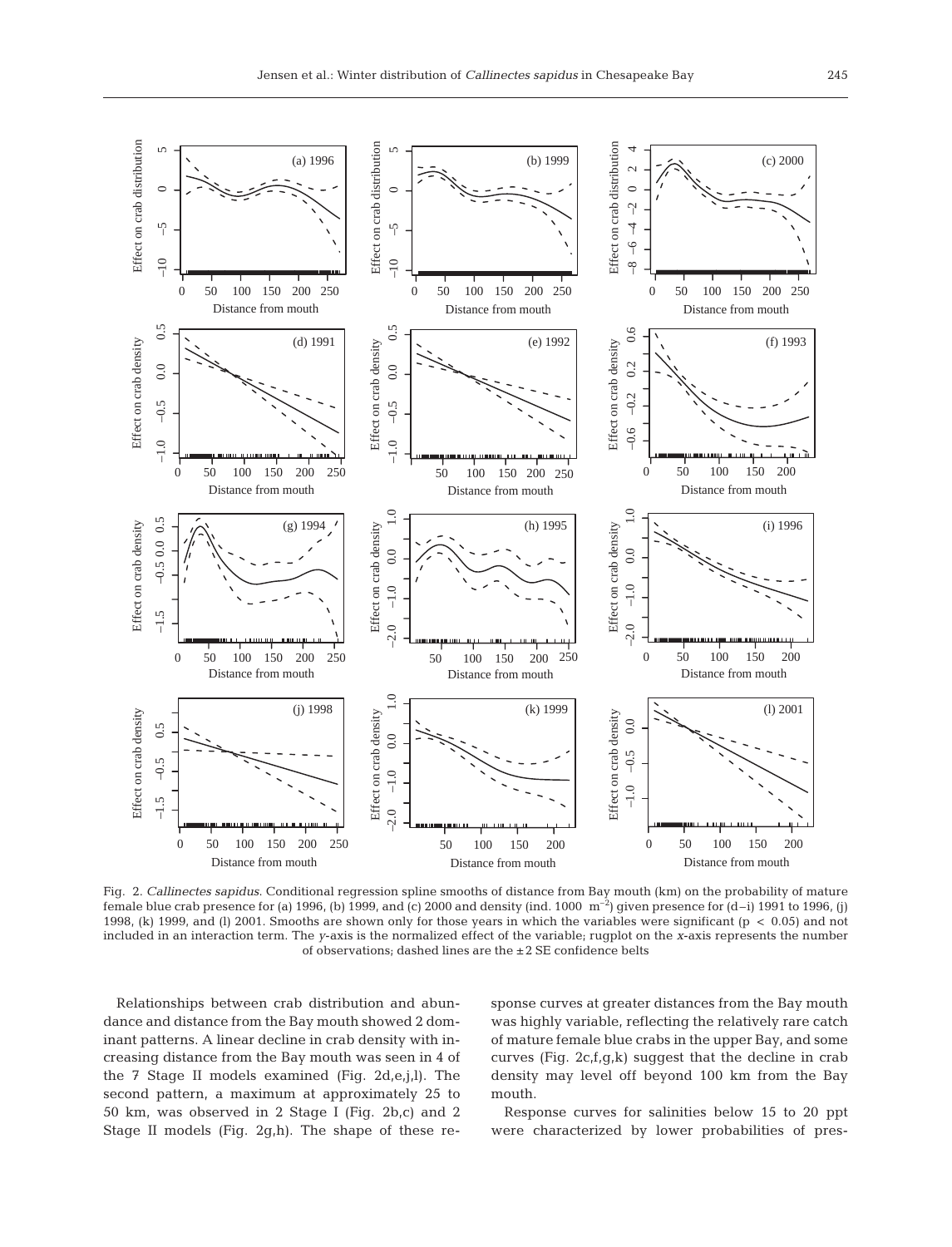Fig. 2. *Callinectes sapidus*. Conditional regression spline smooths of distance from Bay mouth (km) on the probability of mature female blue crab presence for (a) 1996, (b) 1999, and (c) 2000 and density (ind. 1000 $m^{-2}$) given presence for (d–i) 1991 to 1996, (j) 1998, (k) 1999, and (l) 2001. Smooths are shown only for those years in which the variables were significant ($p < 0.05$) and not included in an interaction term. The *y*-axis is the normalized effect of the variable; rugplot on the *x*-axis represents the number of observations; dashed lines are the ±2 SE confidence belts

Relationships between crab distribution and abundance and distance from the Bay mouth showed 2 dominant patterns. A linear decline in crab density with increasing distance from the Bay mouth was seen in 4 of the 7 Stage II models examined (Fig. 2d,e,j,l). The second pattern, a maximum at approximately 25 to 50 km, was observed in 2 Stage I (Fig. 2b,c) and 2 Stage II models (Fig. 2g,h). The shape of these response curves at greater distances from the Bay mouth was highly variable, reflecting the relatively rare catch of mature female blue crabs in the upper Bay, and some curves (Fig. 2c,f,g,k) suggest that the decline in crab density may level off beyond 100 km from the Bay mouth.

Response curves for salinities below 15 to 20 ppt were characterized by lower probabilities of pres-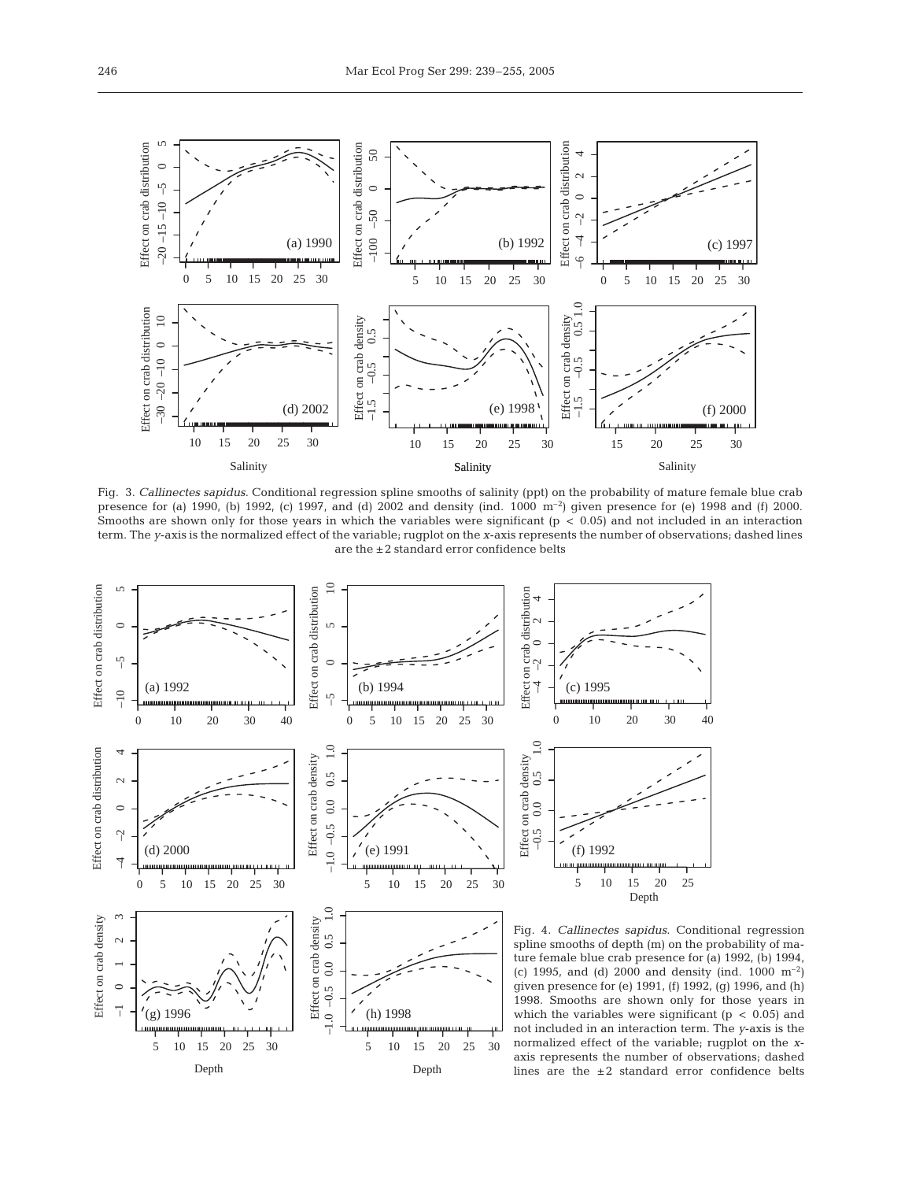Fig. 3. *Callinectes sapidus*. Conditional regression spline smooths of salinity (ppt) on the probability of mature female blue crab presence for (a) 1990, (b) 1992, (c) 1997, and (d) 2002 and density (ind. 1000 $m^{-2}$) given presence for (e) 1998 and (f) 2000. Smooths are shown only for those years in which the variables were significant ($p < 0.05$) and not included in an interaction term. The *y*-axis is the normalized effect of the variable; rugplot on the *x*-axis represents the number of observations; dashed lines are the ±2 standard error confidence belts

Fig. 4. *Callinectes sapidus*. Conditional regression spline smooths of depth (m) on the probability of mature female blue crab presence for (a) 1992, (b) 1994, (c) 1995, and (d) 2000 and density (ind. 1000 $m^{-2}$) given presence for (e) 1991, (f) 1992, (g) 1996, and (h) 1998. Smooths are shown only for those years in which the variables were significant ($p < 0.05$) and not included in an interaction term. The *y*-axis is the normalized effect of the variable; rugplot on the *x*-axis represents the number of observations; dashed lines are the ±2 standard error confidence belts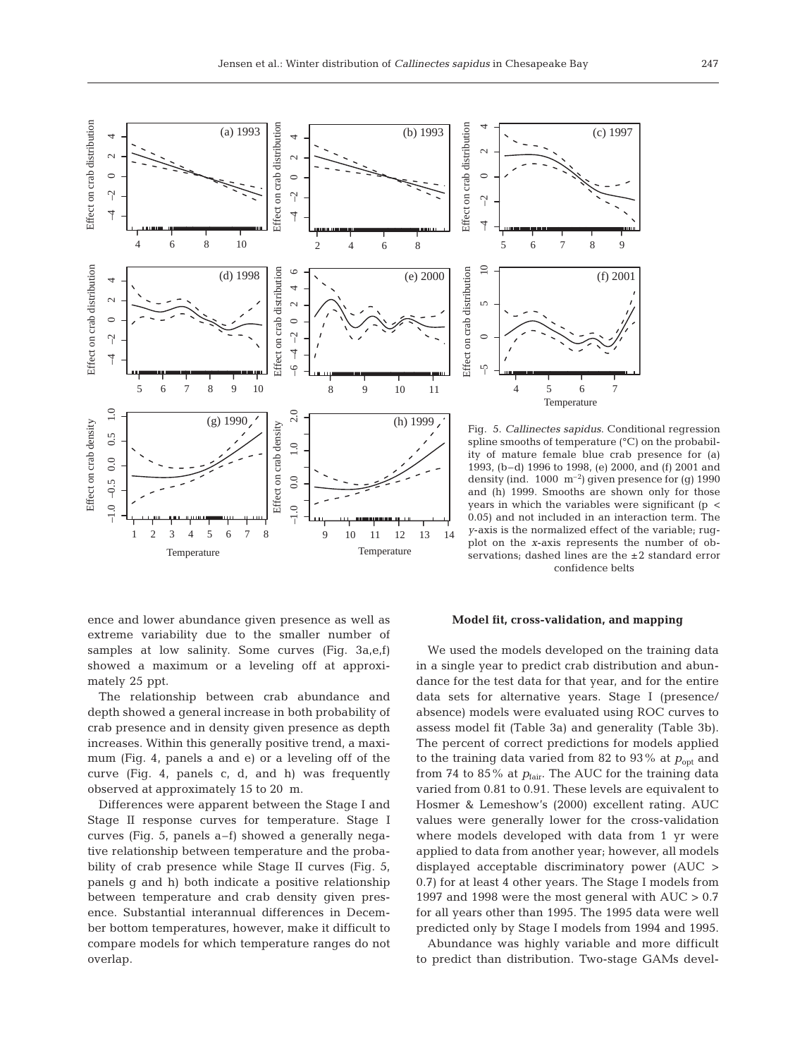Fig. 5. *Callinectes sapidus*. Conditional regression spline smooths of temperature (°C) on the probability of mature female blue crab presence for (a) 1993, (b–d) 1996 to 1998, (e) 2000, and (f) 2001 and density (ind. 1000 $m^{-2}$) given presence for (g) 1990 and (h) 1999. Smooths are shown only for those years in which the variables were significant ($p < 0.05$) and not included in an interaction term. The *y*-axis is the normalized effect of the variable; rugplot on the *x*-axis represents the number of observations; dashed lines are the ±2 standard error confidence belts

ence and lower abundance given presence as well as extreme variability due to the smaller number of samples at low salinity. Some curves (Fig. 3a,e,f) showed a maximum or a leveling off at approximately 25 ppt.

The relationship between crab abundance and depth showed a general increase in both probability of crab presence and in density given presence as depth increases. Within this generally positive trend, a maximum (Fig. 4, panels a and e) or a leveling off of the curve (Fig. 4, panels c, d, and h) was frequently observed at approximately 15 to 20 m.

Differences were apparent between the Stage I and Stage II response curves for temperature. Stage I curves (Fig. 5, panels a–f) showed a generally negative relationship between temperature and the probability of crab presence while Stage II curves (Fig. 5, panels g and h) both indicate a positive relationship between temperature and crab density given presence. Substantial interannual differences in December bottom temperatures, however, make it difficult to compare models for which temperature ranges do not overlap.

### Model fit, cross-validation, and mapping

We used the models developed on the training data in a single year to predict crab distribution and abundance for the test data for that year, and for the entire data sets for alternative years. Stage I (presence/absence) models were evaluated using ROC curves to assess model fit (Table 3a) and generality (Table 3b). The percent of correct predictions for models applied to the training data varied from 82 to 93% at $p_{opt}$ and from 74 to 85% at $p_{fair}$. The AUC for the training data varied from 0.81 to 0.91. These levels are equivalent to Hosmer & Lemeshow's (2000) excellent rating. AUC values were generally lower for the cross-validation where models developed with data from 1 yr were applied to data from another year; however, all models displayed acceptable discriminatory power (AUC > 0.7) for at least 4 other years. The Stage I models from 1997 and 1998 were the most general with AUC > 0.7 for all years other than 1995. The 1995 data were well predicted only by Stage I models from 1994 and 1995.

Abundance was highly variable and more difficult to predict than distribution. Two-stage GAMs devel-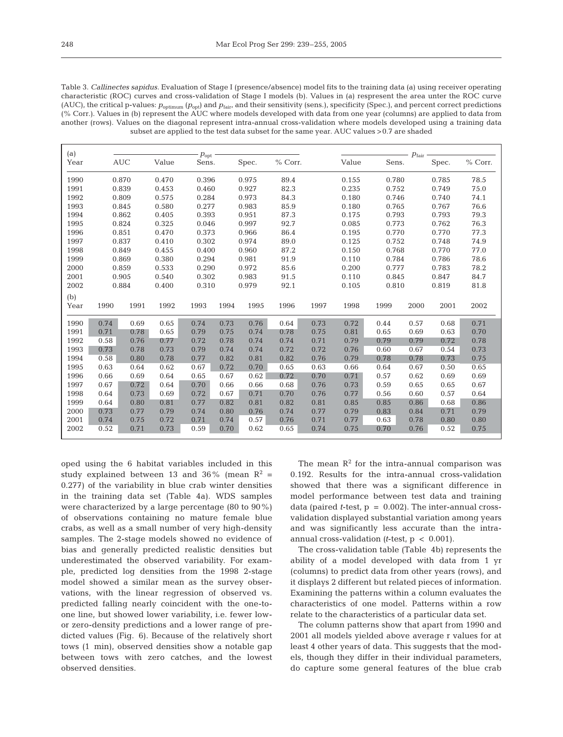Table 3. *Callinectes sapidus*. Evaluation of Stage I (presence/absence) model fits to the training data (a) using receiver operating characteristic (ROC) curves and cross-validation of Stage I models (b). Values in (a) respresent the area unter the ROC curve (AUC), the critical p-values: $p_{optimum}$ ($p_{opt}$) and $p_{fair}$, and their sensitivity (sens.), specificity (Spec.), and percent correct predictions (% Corr.). Values in (b) represent the AUC where models developed with data from one year (columns) are applied to data from another (rows). Values on the diagonal represent intra-annual cross-validation where models developed using a training data subset are applied to the test data subset for the same year. AUC values >0.7 are shaded

(a)

| Year | AUC | $p_{opt}$ Value | $p_{opt}$ Sens. | $p_{opt}$ Spec. | $p_{opt}$ % Corr. | $p_{fair}$ Value | $p_{fair}$ Sens. | $p_{fair}$ Spec. | $p_{fair}$ % Corr. |
|---|---|---|---|---|---|---|---|---|---|
| 1990 | 0.870 | 0.470 | 0.396 | 0.975 | 89.4 | 0.155 | 0.780 | 0.785 | 78.5 |
| 1991 | 0.839 | 0.453 | 0.460 | 0.927 | 82.3 | 0.235 | 0.752 | 0.749 | 75.0 |
| 1992 | 0.809 | 0.575 | 0.284 | 0.973 | 84.3 | 0.180 | 0.746 | 0.740 | 74.1 |
| 1993 | 0.845 | 0.580 | 0.277 | 0.983 | 85.9 | 0.180 | 0.765 | 0.767 | 76.6 |
| 1994 | 0.862 | 0.405 | 0.393 | 0.951 | 87.3 | 0.175 | 0.793 | 0.793 | 79.3 |
| 1995 | 0.824 | 0.325 | 0.046 | 0.997 | 92.7 | 0.085 | 0.773 | 0.762 | 76.3 |
| 1996 | 0.851 | 0.470 | 0.373 | 0.966 | 86.4 | 0.195 | 0.770 | 0.770 | 77.3 |
| 1997 | 0.837 | 0.410 | 0.302 | 0.974 | 89.0 | 0.125 | 0.752 | 0.748 | 74.9 |
| 1998 | 0.849 | 0.455 | 0.400 | 0.960 | 87.2 | 0.150 | 0.768 | 0.770 | 77.0 |
| 1999 | 0.869 | 0.380 | 0.294 | 0.981 | 91.9 | 0.110 | 0.784 | 0.786 | 78.6 |
| 2000 | 0.859 | 0.533 | 0.290 | 0.972 | 85.6 | 0.200 | 0.777 | 0.783 | 78.2 |
| 2001 | 0.905 | 0.540 | 0.302 | 0.983 | 91.5 | 0.110 | 0.845 | 0.847 | 84.7 |
| 2002 | 0.884 | 0.400 | 0.310 | 0.979 | 92.1 | 0.105 | 0.810 | 0.819 | 81.8 |

(b)

| Year | 1990 | 1991 | 1992 | 1993 | 1994 | 1995 | 1996 | 1997 | 1998 | 1999 | 2000 | 2001 | 2002 |
|---|---|---|---|---|---|---|---|---|---|---|---|---|---|
| 1990 | 0.74 | 0.69 | 0.65 | 0.74 | 0.73 | 0.76 | 0.64 | 0.73 | 0.72 | 0.44 | 0.57 | 0.68 | 0.71 |
| 1991 | 0.71 | 0.78 | 0.65 | 0.79 | 0.75 | 0.74 | 0.78 | 0.75 | 0.81 | 0.65 | 0.69 | 0.63 | 0.70 |
| 1992 | 0.58 | 0.76 | 0.77 | 0.72 | 0.78 | 0.74 | 0.74 | 0.71 | 0.79 | 0.79 | 0.79 | 0.72 | 0.78 |
| 1993 | 0.73 | 0.78 | 0.73 | 0.79 | 0.74 | 0.74 | 0.72 | 0.72 | 0.76 | 0.60 | 0.67 | 0.54 | 0.73 |
| 1994 | 0.58 | 0.80 | 0.78 | 0.77 | 0.82 | 0.81 | 0.82 | 0.76 | 0.79 | 0.78 | 0.78 | 0.73 | 0.75 |
| 1995 | 0.63 | 0.64 | 0.62 | 0.67 | 0.72 | 0.70 | 0.65 | 0.63 | 0.66 | 0.64 | 0.67 | 0.50 | 0.65 |
| 1996 | 0.66 | 0.69 | 0.64 | 0.65 | 0.67 | 0.62 | 0.72 | 0.70 | 0.71 | 0.57 | 0.62 | 0.69 | 0.69 |
| 1997 | 0.67 | 0.72 | 0.64 | 0.70 | 0.66 | 0.66 | 0.68 | 0.76 | 0.73 | 0.59 | 0.65 | 0.65 | 0.67 |
| 1998 | 0.64 | 0.73 | 0.69 | 0.72 | 0.67 | 0.71 | 0.70 | 0.76 | 0.77 | 0.56 | 0.60 | 0.57 | 0.64 |
| 1999 | 0.64 | 0.80 | 0.81 | 0.77 | 0.82 | 0.81 | 0.82 | 0.81 | 0.85 | 0.85 | 0.86 | 0.68 | 0.86 |
| 2000 | 0.73 | 0.77 | 0.79 | 0.74 | 0.80 | 0.76 | 0.74 | 0.77 | 0.79 | 0.83 | 0.84 | 0.71 | 0.79 |
| 2001 | 0.74 | 0.75 | 0.72 | 0.71 | 0.74 | 0.57 | 0.76 | 0.71 | 0.77 | 0.63 | 0.78 | 0.80 | 0.80 |
| 2002 | 0.52 | 0.71 | 0.73 | 0.59 | 0.70 | 0.62 | 0.65 | 0.74 | 0.75 | 0.70 | 0.76 | 0.52 | 0.75 |

oped using the 6 habitat variables included in this study explained between 13 and 36% (mean $R^2$ = 0.277) of the variability in blue crab winter densities in the training data set (Table 4a). WDS samples were characterized by a large percentage (80 to 90%) of observations containing no mature female blue crabs, as well as a small number of very high-density samples. The 2-stage models showed no evidence of bias and generally predicted realistic densities but underestimated the observed variability. For example, predicted log densities from the 1998 2-stage model showed a similar mean as the survey observations, with the linear regression of observed vs. predicted falling nearly coincident with the one-to-one line, but showed lower variability, i.e. fewer low- or zero-density predictions and a lower range of predicted values (Fig. 6). Because of the relatively short tows (1 min), observed densities show a notable gap between tows with zero catches, and the lowest observed densities.

The mean $R^2$ for the intra-annual comparison was 0.192. Results for the intra-annual cross-validation showed that there was a significant difference in model performance between test data and training data (paired *t*-test, p = 0.002). The inter-annual cross-validation displayed substantial variation among years and was significantly less accurate than the intra-annual cross-validation (*t*-test, p < 0.001).

The cross-validation table (Table 4b) represents the ability of a model developed with data from 1 yr (columns) to predict data from other years (rows), and it displays 2 different but related pieces of information. Examining the patterns within a column evaluates the characteristics of one model. Patterns within a row relate to the characteristics of a particular data set.

The column patterns show that apart from 1990 and 2001 all models yielded above average r values for at least 4 other years of data. This suggests that the models, though they differ in their individual parameters, do capture some general features of the blue crab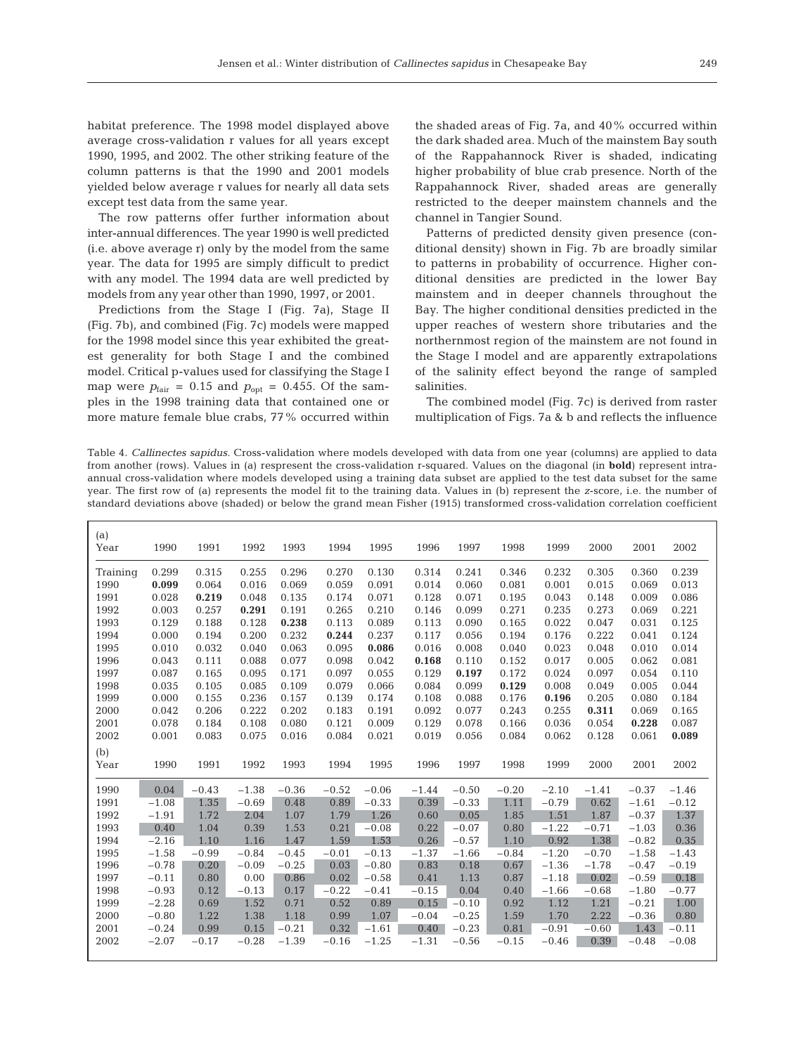habitat preference. The 1998 model displayed above average cross-validation r values for all years except 1990, 1995, and 2002. The other striking feature of the column patterns is that the 1990 and 2001 models yielded below average r values for nearly all data sets except test data from the same year.

The row patterns offer further information about inter-annual differences. The year 1990 is well predicted (i.e. above average r) only by the model from the same year. The data for 1995 are simply difficult to predict with any model. The 1994 data are well predicted by models from any year other than 1990, 1997, or 2001.

Predictions from the Stage I (Fig. 7a), Stage II (Fig. 7b), and combined (Fig. 7c) models were mapped for the 1998 model since this year exhibited the greatest generality for both Stage I and the combined model. Critical p-values used for classifying the Stage I map were $p_{\mathrm{fair}}$ = 0.15 and $p_{\mathrm{opt}}$ = 0.455. Of the samples in the 1998 training data that contained one or more mature female blue crabs, 77% occurred within the shaded areas of Fig. 7a, and 40% occurred within the dark shaded area. Much of the mainstem Bay south of the Rappahannock River is shaded, indicating higher probability of blue crab presence. North of the Rappahannock River, shaded areas are generally restricted to the deeper mainstem channels and the channel in Tangier Sound.

Patterns of predicted density given presence (conditional density) shown in Fig. 7b are broadly similar to patterns in probability of occurrence. Higher conditional densities are predicted in the lower Bay mainstem and in deeper channels throughout the Bay. The higher conditional densities predicted in the upper reaches of western shore tributaries and the northernmost region of the mainstem are not found in the Stage I model and are apparently extrapolations of the salinity effect beyond the range of sampled salinities.

The combined model (Fig. 7c) is derived from raster multiplication of Figs. 7a & b and reflects the influence

Table 4. *Callinectes sapidus*. Cross-validation where models developed with data from one year (columns) are applied to data from another (rows). Values in (a) respresent the cross-validation r-squared. Values on the diagonal (in **bold**) represent intra-annual cross-validation where models developed using a training data subset are applied to the test data subset for the same year. The first row of (a) represents the model fit to the training data. Values in (b) represent the *z*-score, i.e. the number of standard deviations above (shaded) or below the grand mean Fisher (1915) transformed cross-validation correlation coefficient

(a)

| Year | 1990 | 1991 | 1992 | 1993 | 1994 | 1995 | 1996 | 1997 | 1998 | 1999 | 2000 | 2001 | 2002 |
|---|---|---|---|---|---|---|---|---|---|---|---|---|---|
| Training | 0.299 | 0.315 | 0.255 | 0.296 | 0.270 | 0.130 | 0.314 | 0.241 | 0.346 | 0.232 | 0.305 | 0.360 | 0.239 |
| 1990 | **0.099** | 0.064 | 0.016 | 0.069 | 0.059 | 0.091 | 0.014 | 0.060 | 0.081 | 0.001 | 0.015 | 0.069 | 0.013 |
| 1991 | 0.028 | **0.219** | 0.048 | 0.135 | 0.174 | 0.071 | 0.128 | 0.071 | 0.195 | 0.043 | 0.148 | 0.009 | 0.086 |
| 1992 | 0.003 | 0.257 | **0.291** | 0.191 | 0.265 | 0.210 | 0.146 | 0.099 | 0.271 | 0.235 | 0.273 | 0.069 | 0.221 |
| 1993 | 0.129 | 0.188 | 0.128 | **0.238** | 0.113 | 0.089 | 0.113 | 0.090 | 0.165 | 0.022 | 0.047 | 0.031 | 0.125 |
| 1994 | 0.000 | 0.194 | 0.200 | 0.232 | **0.244** | 0.237 | 0.117 | 0.056 | 0.194 | 0.176 | 0.222 | 0.041 | 0.124 |
| 1995 | 0.010 | 0.032 | 0.040 | 0.063 | 0.095 | **0.086** | 0.016 | 0.008 | 0.040 | 0.023 | 0.048 | 0.010 | 0.014 |
| 1996 | 0.043 | 0.111 | 0.088 | 0.077 | 0.098 | 0.042 | **0.168** | 0.110 | 0.152 | 0.017 | 0.005 | 0.062 | 0.081 |
| 1997 | 0.087 | 0.165 | 0.095 | 0.171 | 0.097 | 0.055 | 0.129 | **0.197** | 0.172 | 0.024 | 0.097 | 0.054 | 0.110 |
| 1998 | 0.035 | 0.105 | 0.085 | 0.109 | 0.079 | 0.066 | 0.084 | 0.099 | **0.129** | 0.008 | 0.049 | 0.005 | 0.044 |
| 1999 | 0.000 | 0.155 | 0.236 | 0.157 | 0.139 | 0.174 | 0.108 | 0.088 | 0.176 | **0.196** | 0.205 | 0.080 | 0.184 |
| 2000 | 0.042 | 0.206 | 0.222 | 0.202 | 0.183 | 0.191 | 0.092 | 0.077 | 0.243 | 0.255 | **0.311** | 0.069 | 0.165 |
| 2001 | 0.078 | 0.184 | 0.108 | 0.080 | 0.121 | 0.009 | 0.129 | 0.078 | 0.166 | 0.036 | 0.054 | **0.228** | 0.087 |
| 2002 | 0.001 | 0.083 | 0.075 | 0.016 | 0.084 | 0.021 | 0.019 | 0.056 | 0.084 | 0.062 | 0.128 | 0.061 | **0.089** |

(b)

| Year | 1990 | 1991 | 1992 | 1993 | 1994 | 1995 | 1996 | 1997 | 1998 | 1999 | 2000 | 2001 | 2002 |
|---|---|---|---|---|---|---|---|---|---|---|---|---|---|
| 1990 | 0.04 | −0.43 | −1.38 | −0.36 | −0.52 | −0.06 | −1.44 | −0.50 | −0.20 | −2.10 | −1.41 | −0.37 | −1.46 |
| 1991 | −1.08 | 1.35 | −0.69 | 0.48 | 0.89 | −0.33 | 0.39 | −0.33 | 1.11 | −0.79 | 0.62 | −1.61 | −0.12 |
| 1992 | −1.91 | 1.72 | 2.04 | 1.07 | 1.79 | 1.26 | 0.60 | 0.05 | 1.85 | 1.51 | 1.87 | −0.37 | 1.37 |
| 1993 | 0.40 | 1.04 | 0.39 | 1.53 | 0.21 | −0.08 | 0.22 | −0.07 | 0.80 | −1.22 | −0.71 | −1.03 | 0.36 |
| 1994 | −2.16 | 1.10 | 1.16 | 1.47 | 1.59 | 1.53 | 0.26 | −0.57 | 1.10 | 0.92 | 1.38 | −0.82 | 0.35 |
| 1995 | −1.58 | −0.99 | −0.84 | −0.45 | −0.01 | −0.13 | −1.37 | −1.66 | −0.84 | −1.20 | −0.70 | −1.58 | −1.43 |
| 1996 | −0.78 | 0.20 | −0.09 | −0.25 | 0.03 | −0.80 | 0.83 | 0.18 | 0.67 | −1.36 | −1.78 | −0.47 | −0.19 |
| 1997 | −0.11 | 0.80 | 0.00 | 0.86 | 0.02 | −0.58 | 0.41 | 1.13 | 0.87 | −1.18 | 0.02 | −0.59 | 0.18 |
| 1998 | −0.93 | 0.12 | −0.13 | 0.17 | −0.22 | −0.41 | −0.15 | 0.04 | 0.40 | −1.66 | −0.68 | −1.80 | −0.77 |
| 1999 | −2.28 | 0.69 | 1.52 | 0.71 | 0.52 | 0.89 | 0.15 | −0.10 | 0.92 | 1.12 | 1.21 | −0.21 | 1.00 |
| 2000 | −0.80 | 1.22 | 1.38 | 1.18 | 0.99 | 1.07 | −0.04 | −0.25 | 1.59 | 1.70 | 2.22 | −0.36 | 0.80 |
| 2001 | −0.24 | 0.99 | 0.15 | −0.21 | 0.32 | −1.61 | 0.40 | −0.23 | 0.81 | −0.91 | −0.60 | 1.43 | −0.11 |
| 2002 | −2.07 | −0.17 | −0.28 | −1.39 | −0.16 | −1.25 | −1.31 | −0.56 | −0.15 | −0.46 | 0.39 | −0.48 | −0.08 |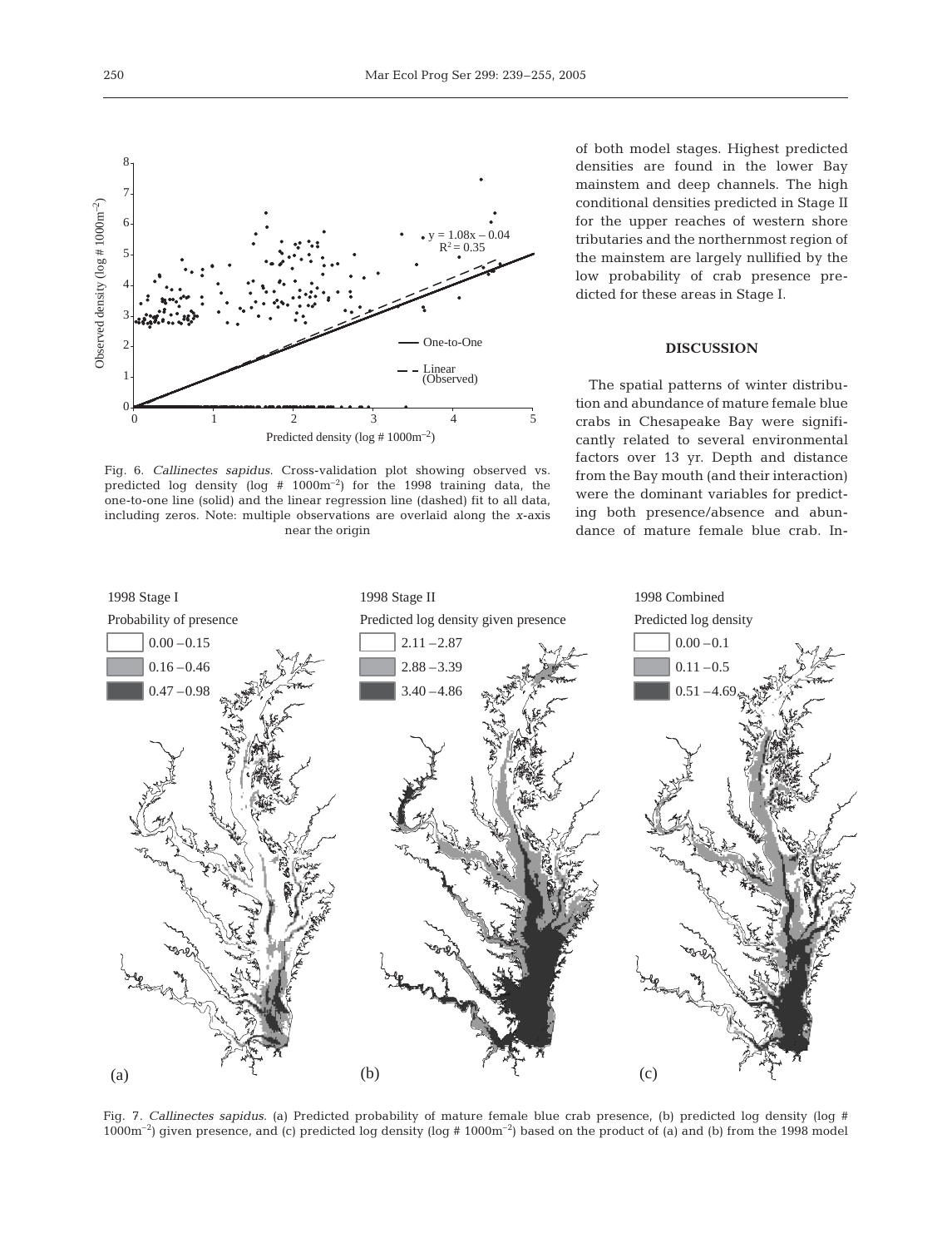Fig. 6. *Callinectes sapidus*. Cross-validation plot showing observed vs. predicted log density (log # $1000m^{-2}$) for the 1998 training data, the one-to-one line (solid) and the linear regression line (dashed) fit to all data, including zeros. Note: multiple observations are overlaid along the *x*-axis near the origin

of both model stages. Highest predicted densities are found in the lower Bay mainstem and deep channels. The high conditional densities predicted in Stage II for the upper reaches of western shore tributaries and the northernmost region of the mainstem are largely nullified by the low probability of crab presence predicted for these areas in Stage I.

## DISCUSSION

The spatial patterns of winter distribution and abundance of mature female blue crabs in Chesapeake Bay were significantly related to several environmental factors over 13 yr. Depth and distance from the Bay mouth (and their interaction) were the dominant variables for predicting both presence/absence and abundance of mature female blue crab. In-

Fig. 7. *Callinectes sapidus*. (a) Predicted probability of mature female blue crab presence, (b) predicted log density (log # $1000m^{-2}$) given presence, and (c) predicted log density (log # $1000m^{-2}$) based on the product of (a) and (b) from the 1998 model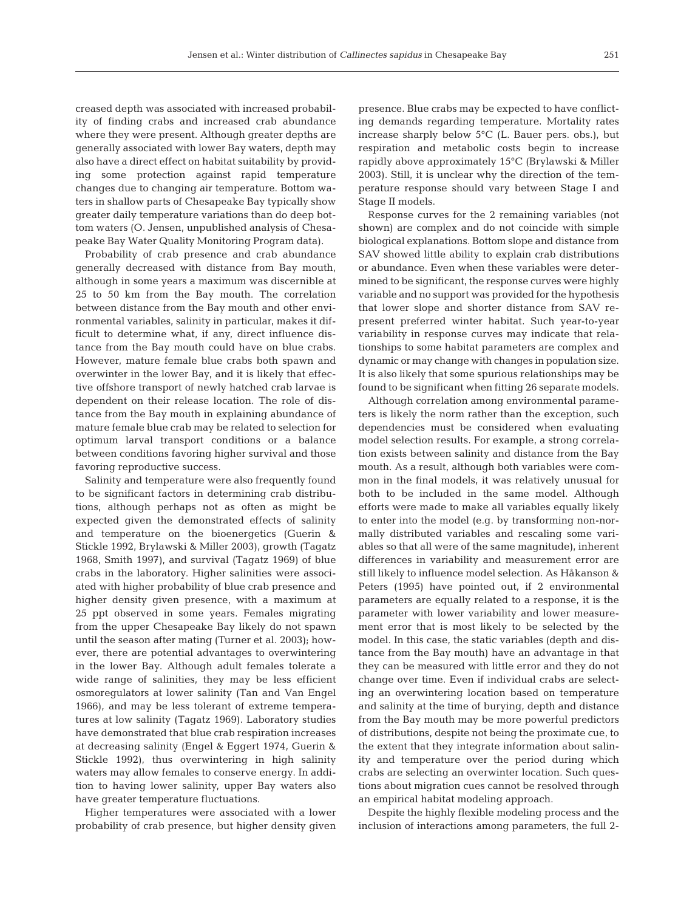creased depth was associated with increased probability of finding crabs and increased crab abundance where they were present. Although greater depths are generally associated with lower Bay waters, depth may also have a direct effect on habitat suitability by providing some protection against rapid temperature changes due to changing air temperature. Bottom waters in shallow parts of Chesapeake Bay typically show greater daily temperature variations than do deep bottom waters (O. Jensen, unpublished analysis of Chesapeake Bay Water Quality Monitoring Program data).

Probability of crab presence and crab abundance generally decreased with distance from Bay mouth, although in some years a maximum was discernible at 25 to 50 km from the Bay mouth. The correlation between distance from the Bay mouth and other environmental variables, salinity in particular, makes it difficult to determine what, if any, direct influence distance from the Bay mouth could have on blue crabs. However, mature female blue crabs both spawn and overwinter in the lower Bay, and it is likely that effective offshore transport of newly hatched crab larvae is dependent on their release location. The role of distance from the Bay mouth in explaining abundance of mature female blue crab may be related to selection for optimum larval transport conditions or a balance between conditions favoring higher survival and those favoring reproductive success.

Salinity and temperature were also frequently found to be significant factors in determining crab distributions, although perhaps not as often as might be expected given the demonstrated effects of salinity and temperature on the bioenergetics (Guerin & Stickle 1992, Brylawski & Miller 2003), growth (Tagatz 1968, Smith 1997), and survival (Tagatz 1969) of blue crabs in the laboratory. Higher salinities were associated with higher probability of blue crab presence and higher density given presence, with a maximum at 25 ppt observed in some years. Females migrating from the upper Chesapeake Bay likely do not spawn until the season after mating (Turner et al. 2003); however, there are potential advantages to overwintering in the lower Bay. Although adult females tolerate a wide range of salinities, they may be less efficient osmoregulators at lower salinity (Tan and Van Engel 1966), and may be less tolerant of extreme temperatures at low salinity (Tagatz 1969). Laboratory studies have demonstrated that blue crab respiration increases at decreasing salinity (Engel & Eggert 1974, Guerin & Stickle 1992), thus overwintering in high salinity waters may allow females to conserve energy. In addition to having lower salinity, upper Bay waters also have greater temperature fluctuations.

Higher temperatures were associated with a lower probability of crab presence, but higher density given presence. Blue crabs may be expected to have conflicting demands regarding temperature. Mortality rates increase sharply below 5°C (L. Bauer pers. obs.), but respiration and metabolic costs begin to increase rapidly above approximately 15°C (Brylawski & Miller 2003). Still, it is unclear why the direction of the temperature response should vary between Stage I and Stage II models.

Response curves for the 2 remaining variables (not shown) are complex and do not coincide with simple biological explanations. Bottom slope and distance from SAV showed little ability to explain crab distributions or abundance. Even when these variables were determined to be significant, the response curves were highly variable and no support was provided for the hypothesis that lower slope and shorter distance from SAV represent preferred winter habitat. Such year-to-year variability in response curves may indicate that relationships to some habitat parameters are complex and dynamic or may change with changes in population size. It is also likely that some spurious relationships may be found to be significant when fitting 26 separate models.

Although correlation among environmental parameters is likely the norm rather than the exception, such dependencies must be considered when evaluating model selection results. For example, a strong correlation exists between salinity and distance from the Bay mouth. As a result, although both variables were common in the final models, it was relatively unusual for both to be included in the same model. Although efforts were made to make all variables equally likely to enter into the model (e.g. by transforming non-normally distributed variables and rescaling some variables so that all were of the same magnitude), inherent differences in variability and measurement error are still likely to influence model selection. As Håkanson & Peters (1995) have pointed out, if 2 environmental parameters are equally related to a response, it is the parameter with lower variability and lower measurement error that is most likely to be selected by the model. In this case, the static variables (depth and distance from the Bay mouth) have an advantage in that they can be measured with little error and they do not change over time. Even if individual crabs are selecting an overwintering location based on temperature and salinity at the time of burying, depth and distance from the Bay mouth may be more powerful predictors of distributions, despite not being the proximate cue, to the extent that they integrate information about salinity and temperature over the period during which crabs are selecting an overwinter location. Such questions about migration cues cannot be resolved through an empirical habitat modeling approach.

Despite the highly flexible modeling process and the inclusion of interactions among parameters, the full 2-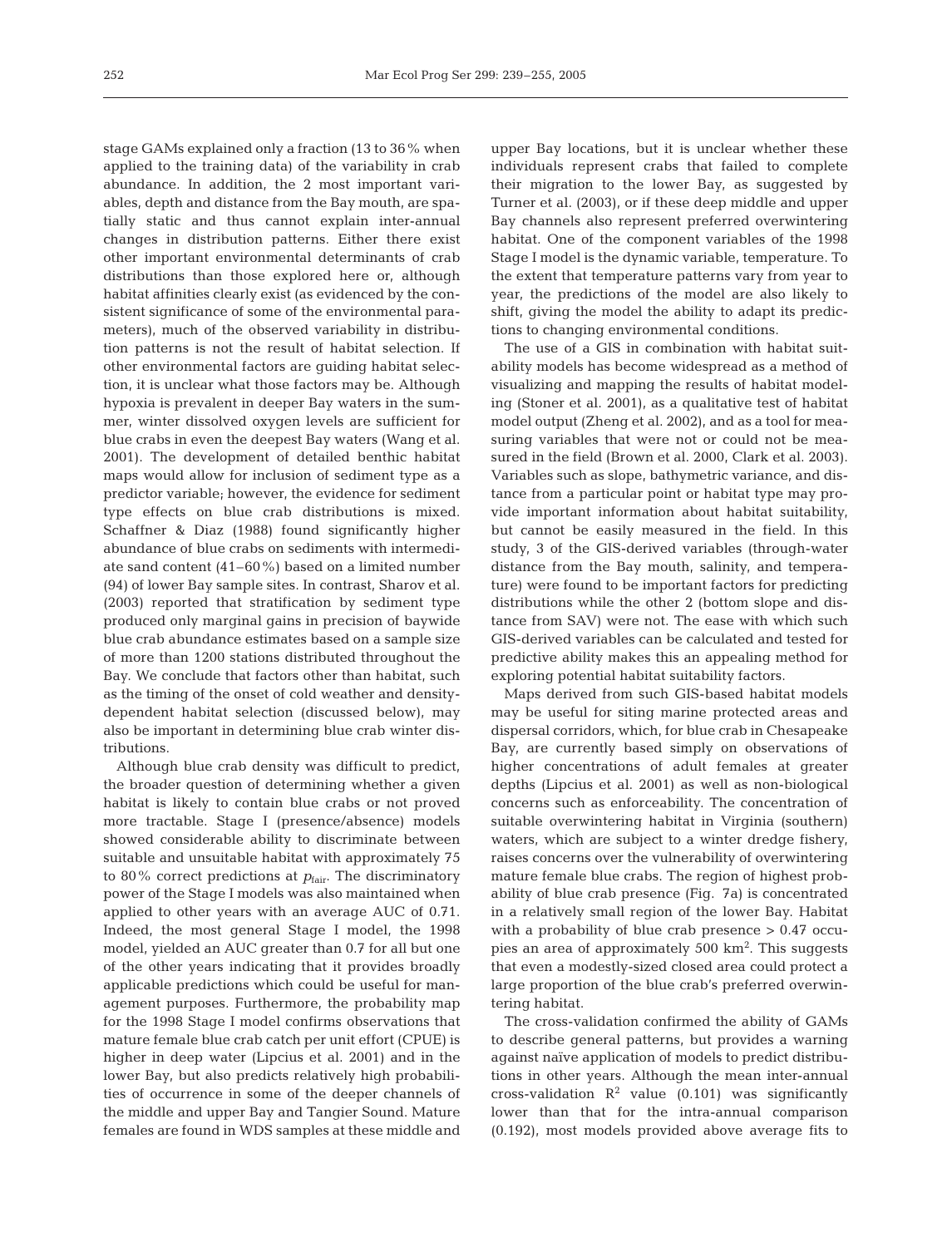stage GAMs explained only a fraction (13 to 36% when applied to the training data) of the variability in crab abundance. In addition, the 2 most important variables, depth and distance from the Bay mouth, are spatially static and thus cannot explain inter-annual changes in distribution patterns. Either there exist other important environmental determinants of crab distributions than those explored here or, although habitat affinities clearly exist (as evidenced by the consistent significance of some of the environmental parameters), much of the observed variability in distribution patterns is not the result of habitat selection. If other environmental factors are guiding habitat selection, it is unclear what those factors may be. Although hypoxia is prevalent in deeper Bay waters in the summer, winter dissolved oxygen levels are sufficient for blue crabs in even the deepest Bay waters (Wang et al. 2001). The development of detailed benthic habitat maps would allow for inclusion of sediment type as a predictor variable; however, the evidence for sediment type effects on blue crab distributions is mixed. Schaffner & Diaz (1988) found significantly higher abundance of blue crabs on sediments with intermediate sand content (41–60%) based on a limited number (94) of lower Bay sample sites. In contrast, Sharov et al. (2003) reported that stratification by sediment type produced only marginal gains in precision of baywide blue crab abundance estimates based on a sample size of more than 1200 stations distributed throughout the Bay. We conclude that factors other than habitat, such as the timing of the onset of cold weather and density-dependent habitat selection (discussed below), may also be important in determining blue crab winter distributions.

Although blue crab density was difficult to predict, the broader question of determining whether a given habitat is likely to contain blue crabs or not proved more tractable. Stage I (presence/absence) models showed considerable ability to discriminate between suitable and unsuitable habitat with approximately 75 to 80% correct predictions at $p_{\mathrm{fair}}$. The discriminatory power of the Stage I models was also maintained when applied to other years with an average AUC of 0.71. Indeed, the most general Stage I model, the 1998 model, yielded an AUC greater than 0.7 for all but one of the other years indicating that it provides broadly applicable predictions which could be useful for management purposes. Furthermore, the probability map for the 1998 Stage I model confirms observations that mature female blue crab catch per unit effort (CPUE) is higher in deep water (Lipcius et al. 2001) and in the lower Bay, but also predicts relatively high probabilities of occurrence in some of the deeper channels of the middle and upper Bay and Tangier Sound. Mature females are found in WDS samples at these middle and upper Bay locations, but it is unclear whether these individuals represent crabs that failed to complete their migration to the lower Bay, as suggested by Turner et al. (2003), or if these deep middle and upper Bay channels also represent preferred overwintering habitat. One of the component variables of the 1998 Stage I model is the dynamic variable, temperature. To the extent that temperature patterns vary from year to year, the predictions of the model are also likely to shift, giving the model the ability to adapt its predictions to changing environmental conditions.

The use of a GIS in combination with habitat suitability models has become widespread as a method of visualizing and mapping the results of habitat modeling (Stoner et al. 2001), as a qualitative test of habitat model output (Zheng et al. 2002), and as a tool for measuring variables that were not or could not be measured in the field (Brown et al. 2000, Clark et al. 2003). Variables such as slope, bathymetric variance, and distance from a particular point or habitat type may provide important information about habitat suitability, but cannot be easily measured in the field. In this study, 3 of the GIS-derived variables (through-water distance from the Bay mouth, salinity, and temperature) were found to be important factors for predicting distributions while the other 2 (bottom slope and distance from SAV) were not. The ease with which such GIS-derived variables can be calculated and tested for predictive ability makes this an appealing method for exploring potential habitat suitability factors.

Maps derived from such GIS-based habitat models may be useful for siting marine protected areas and dispersal corridors, which, for blue crab in Chesapeake Bay, are currently based simply on observations of higher concentrations of adult females at greater depths (Lipcius et al. 2001) as well as non-biological concerns such as enforceability. The concentration of suitable overwintering habitat in Virginia (southern) waters, which are subject to a winter dredge fishery, raises concerns over the vulnerability of overwintering mature female blue crabs. The region of highest probability of blue crab presence (Fig. 7a) is concentrated in a relatively small region of the lower Bay. Habitat with a probability of blue crab presence > 0.47 occupies an area of approximately 500 km$^2$. This suggests that even a modestly-sized closed area could protect a large proportion of the blue crab's preferred overwintering habitat.

The cross-validation confirmed the ability of GAMs to describe general patterns, but provides a warning against naïve application of models to predict distributions in other years. Although the mean inter-annual cross-validation $R^2$ value (0.101) was significantly lower than that for the intra-annual comparison (0.192), most models provided above average fits to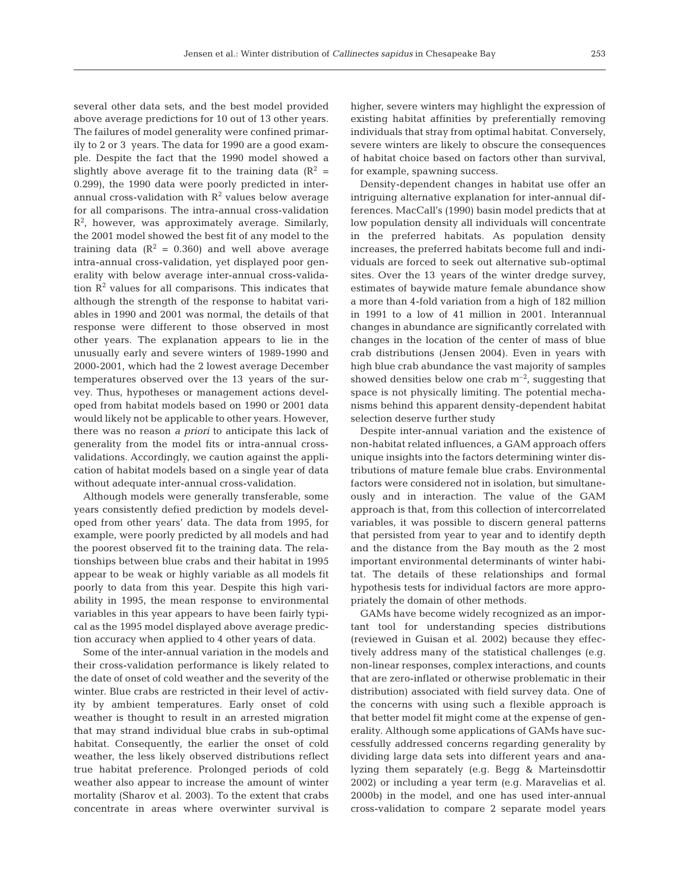several other data sets, and the best model provided above average predictions for 10 out of 13 other years. The failures of model generality were confined primarily to 2 or 3 years. The data for 1990 are a good example. Despite the fact that the 1990 model showed a slightly above average fit to the training data ($R^2$ = 0.299), the 1990 data were poorly predicted in inter-annual cross-validation with $R^2$ values below average for all comparisons. The intra-annual cross-validation $R^2$, however, was approximately average. Similarly, the 2001 model showed the best fit of any model to the training data ($R^2$ = 0.360) and well above average intra-annual cross-validation, yet displayed poor generality with below average inter-annual cross-validation $R^2$ values for all comparisons. This indicates that although the strength of the response to habitat variables in 1990 and 2001 was normal, the details of that response were different to those observed in most other years. The explanation appears to lie in the unusually early and severe winters of 1989-1990 and 2000-2001, which had the 2 lowest average December temperatures observed over the 13 years of the survey. Thus, hypotheses or management actions developed from habitat models based on 1990 or 2001 data would likely not be applicable to other years. However, there was no reason *a priori* to anticipate this lack of generality from the model fits or intra-annual cross-validations. Accordingly, we caution against the application of habitat models based on a single year of data without adequate inter-annual cross-validation.

Although models were generally transferable, some years consistently defied prediction by models developed from other years' data. The data from 1995, for example, were poorly predicted by all models and had the poorest observed fit to the training data. The relationships between blue crabs and their habitat in 1995 appear to be weak or highly variable as all models fit poorly to data from this year. Despite this high variability in 1995, the mean response to environmental variables in this year appears to have been fairly typical as the 1995 model displayed above average prediction accuracy when applied to 4 other years of data.

Some of the inter-annual variation in the models and their cross-validation performance is likely related to the date of onset of cold weather and the severity of the winter. Blue crabs are restricted in their level of activity by ambient temperatures. Early onset of cold weather is thought to result in an arrested migration that may strand individual blue crabs in sub-optimal habitat. Consequently, the earlier the onset of cold weather, the less likely observed distributions reflect true habitat preference. Prolonged periods of cold weather also appear to increase the amount of winter mortality (Sharov et al. 2003). To the extent that crabs concentrate in areas where overwinter survival is higher, severe winters may highlight the expression of existing habitat affinities by preferentially removing individuals that stray from optimal habitat. Conversely, severe winters are likely to obscure the consequences of habitat choice based on factors other than survival, for example, spawning success.

Density-dependent changes in habitat use offer an intriguing alternative explanation for inter-annual differences. MacCall's (1990) basin model predicts that at low population density all individuals will concentrate in the preferred habitats. As population density increases, the preferred habitats become full and individuals are forced to seek out alternative sub-optimal sites. Over the 13 years of the winter dredge survey, estimates of baywide mature female abundance show a more than 4-fold variation from a high of 182 million in 1991 to a low of 41 million in 2001. Interannual changes in abundance are significantly correlated with changes in the location of the center of mass of blue crab distributions (Jensen 2004). Even in years with high blue crab abundance the vast majority of samples showed densities below one crab $m^{-2}$, suggesting that space is not physically limiting. The potential mechanisms behind this apparent density-dependent habitat selection deserve further study

Despite inter-annual variation and the existence of non-habitat related influences, a GAM approach offers unique insights into the factors determining winter distributions of mature female blue crabs. Environmental factors were considered not in isolation, but simultaneously and in interaction. The value of the GAM approach is that, from this collection of intercorrelated variables, it was possible to discern general patterns that persisted from year to year and to identify depth and the distance from the Bay mouth as the 2 most important environmental determinants of winter habitat. The details of these relationships and formal hypothesis tests for individual factors are more appropriately the domain of other methods.

GAMs have become widely recognized as an important tool for understanding species distributions (reviewed in Guisan et al. 2002) because they effectively address many of the statistical challenges (e.g. non-linear responses, complex interactions, and counts that are zero-inflated or otherwise problematic in their distribution) associated with field survey data. One of the concerns with using such a flexible approach is that better model fit might come at the expense of generality. Although some applications of GAMs have successfully addressed concerns regarding generality by dividing large data sets into different years and analyzing them separately (e.g. Begg & Marteinsdottir 2002) or including a year term (e.g. Maravelias et al. 2000b) in the model, and one has used inter-annual cross-validation to compare 2 separate model years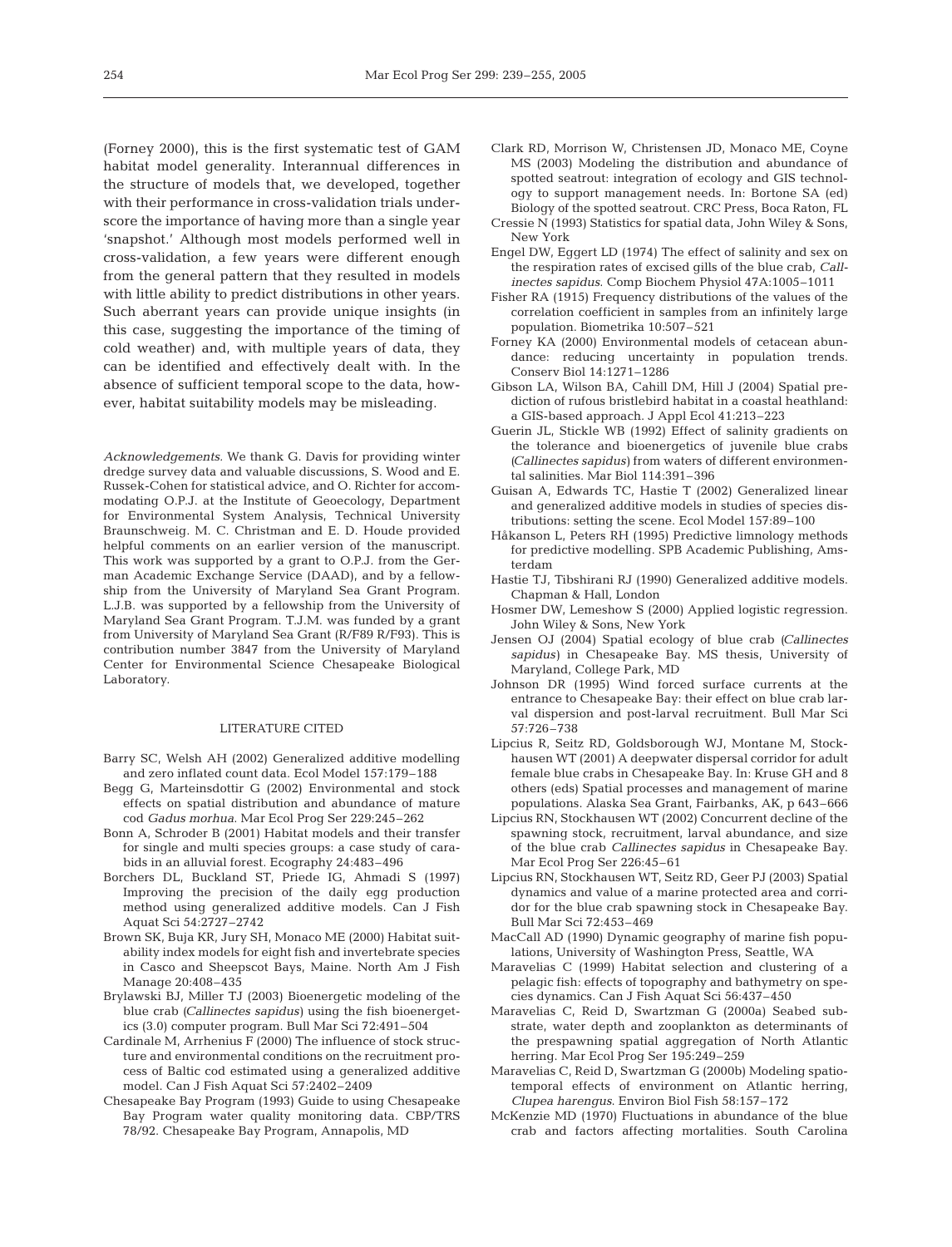(Forney 2000), this is the first systematic test of GAM habitat model generality. Interannual differences in the structure of models that, we developed, together with their performance in cross-validation trials underscore the importance of having more than a single year 'snapshot.' Although most models performed well in cross-validation, a few years were different enough from the general pattern that they resulted in models with little ability to predict distributions in other years. Such aberrant years can provide unique insights (in this case, suggesting the importance of the timing of cold weather) and, with multiple years of data, they can be identified and effectively dealt with. In the absence of sufficient temporal scope to the data, however, habitat suitability models may be misleading.

*Acknowledgements.* We thank G. Davis for providing winter dredge survey data and valuable discussions, S. Wood and E. Russek-Cohen for statistical advice, and O. Richter for accommodating O.P.J. at the Institute of Geoecology, Department for Environmental System Analysis, Technical University Braunschweig. M. C. Christman and E. D. Houde provided helpful comments on an earlier version of the manuscript. This work was supported by a grant to O.P.J. from the German Academic Exchange Service (DAAD), and by a fellowship from the University of Maryland Sea Grant Program. L.J.B. was supported by a fellowship from the University of Maryland Sea Grant Program. T.J.M. was funded by a grant from University of Maryland Sea Grant (R/F89 R/F93). This is contribution number 3847 from the University of Maryland Center for Environmental Science Chesapeake Biological Laboratory.

## LITERATURE CITED

Barry SC, Welsh AH (2002) Generalized additive modelling and zero inflated count data. Ecol Model 157:179–188

Begg G, Marteinsdottir G (2002) Environmental and stock effects on spatial distribution and abundance of mature cod *Gadus morhua*. Mar Ecol Prog Ser 229:245–262

Bonn A, Schroder B (2001) Habitat models and their transfer for single and multi species groups: a case study of carabids in an alluvial forest. Ecography 24:483–496

Borchers DL, Buckland ST, Priede IG, Ahmadi S (1997) Improving the precision of the daily egg production method using generalized additive models. Can J Fish Aquat Sci 54:2727–2742

Brown SK, Buja KR, Jury SH, Monaco ME (2000) Habitat suitability index models for eight fish and invertebrate species in Casco and Sheepscot Bays, Maine. North Am J Fish Manage 20:408–435

Brylawski BJ, Miller TJ (2003) Bioenergetic modeling of the blue crab (*Callinectes sapidus*) using the fish bioenergetics (3.0) computer program. Bull Mar Sci 72:491–504

Cardinale M, Arrhenius F (2000) The influence of stock structure and environmental conditions on the recruitment process of Baltic cod estimated using a generalized additive model. Can J Fish Aquat Sci 57:2402–2409

Chesapeake Bay Program (1993) Guide to using Chesapeake Bay Program water quality monitoring data. CBP/TRS 78/92. Chesapeake Bay Program, Annapolis, MD

Clark RD, Morrison W, Christensen JD, Monaco ME, Coyne MS (2003) Modeling the distribution and abundance of spotted seatrout: integration of ecology and GIS technology to support management needs. In: Bortone SA (ed) Biology of the spotted seatrout. CRC Press, Boca Raton, FL

Cressie N (1993) Statistics for spatial data, John Wiley & Sons, New York

Engel DW, Eggert LD (1974) The effect of salinity and sex on the respiration rates of excised gills of the blue crab, *Callinectes sapidus*. Comp Biochem Physiol 47A:1005–1011

Fisher RA (1915) Frequency distributions of the values of the correlation coefficient in samples from an infinitely large population. Biometrika 10:507–521

Forney KA (2000) Environmental models of cetacean abundance: reducing uncertainty in population trends. Conserv Biol 14:1271–1286

Gibson LA, Wilson BA, Cahill DM, Hill J (2004) Spatial prediction of rufous bristlebird habitat in a coastal heathland: a GIS-based approach. J Appl Ecol 41:213–223

Guerin JL, Stickle WB (1992) Effect of salinity gradients on the tolerance and bioenergetics of juvenile blue crabs (*Callinectes sapidus*) from waters of different environmental salinities. Mar Biol 114:391–396

Guisan A, Edwards TC, Hastie T (2002) Generalized linear and generalized additive models in studies of species distributions: setting the scene. Ecol Model 157:89–100

Håkanson L, Peters RH (1995) Predictive limnology methods for predictive modelling. SPB Academic Publishing, Amsterdam

Hastie TJ, Tibshirani RJ (1990) Generalized additive models. Chapman & Hall, London

Hosmer DW, Lemeshow S (2000) Applied logistic regression. John Wiley & Sons, New York

Jensen OJ (2004) Spatial ecology of blue crab (*Callinectes sapidus*) in Chesapeake Bay. MS thesis, University of Maryland, College Park, MD

Johnson DR (1995) Wind forced surface currents at the entrance to Chesapeake Bay: their effect on blue crab larval dispersion and post-larval recruitment. Bull Mar Sci 57:726–738

Lipcius R, Seitz RD, Goldsborough WJ, Montane M, Stockhausen WT (2001) A deepwater dispersal corridor for adult female blue crabs in Chesapeake Bay. In: Kruse GH and 8 others (eds) Spatial processes and management of marine populations. Alaska Sea Grant, Fairbanks, AK, p 643–666

Lipcius RN, Stockhausen WT (2002) Concurrent decline of the spawning stock, recruitment, larval abundance, and size of the blue crab *Callinectes sapidus* in Chesapeake Bay. Mar Ecol Prog Ser 226:45–61

Lipcius RN, Stockhausen WT, Seitz RD, Geer PJ (2003) Spatial dynamics and value of a marine protected area and corridor for the blue crab spawning stock in Chesapeake Bay. Bull Mar Sci 72:453–469

MacCall AD (1990) Dynamic geography of marine fish populations, University of Washington Press, Seattle, WA

Maravelias C (1999) Habitat selection and clustering of a pelagic fish: effects of topography and bathymetry on species dynamics. Can J Fish Aquat Sci 56:437–450

Maravelias C, Reid D, Swartzman G (2000a) Seabed substrate, water depth and zooplankton as determinants of the prespawning spatial aggregation of North Atlantic herring. Mar Ecol Prog Ser 195:249–259

Maravelias C, Reid D, Swartzman G (2000b) Modeling spatiotemporal effects of environment on Atlantic herring, *Clupea harengus*. Environ Biol Fish 58:157–172

McKenzie MD (1970) Fluctuations in abundance of the blue crab and factors affecting mortalities. South Carolina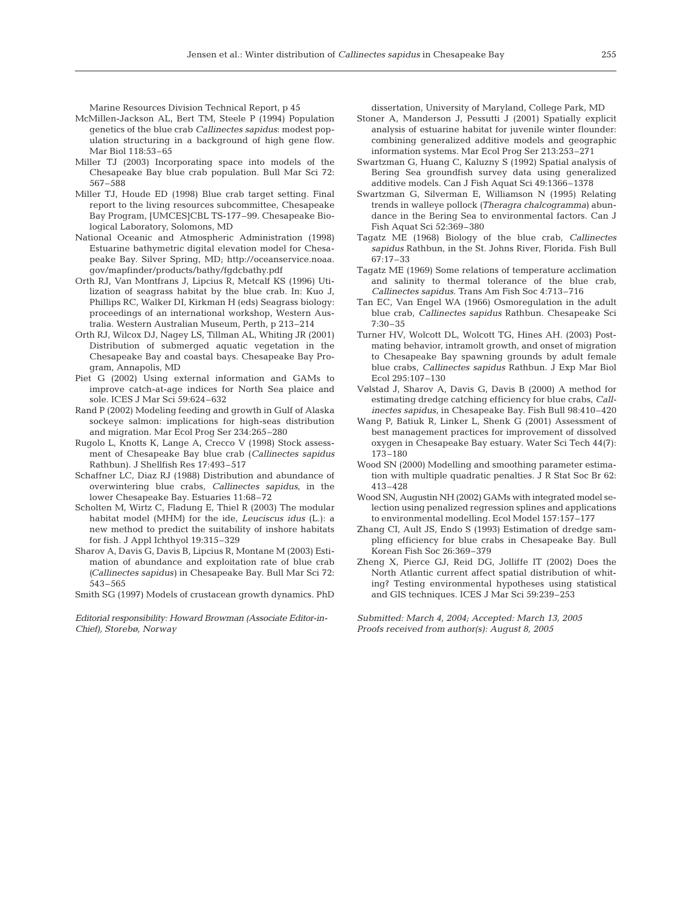Marine Resources Division Technical Report, p 45

McMillen-Jackson AL, Bert TM, Steele P (1994) Population genetics of the blue crab *Callinectes sapidus*: modest population structuring in a background of high gene flow. Mar Biol 118:53–65

Miller TJ (2003) Incorporating space into models of the Chesapeake Bay blue crab population. Bull Mar Sci 72: 567–588

Miller TJ, Houde ED (1998) Blue crab target setting. Final report to the living resources subcommittee, Chesapeake Bay Program, [UMCES]CBL TS-177–99. Chesapeake Biological Laboratory, Solomons, MD

National Oceanic and Atmospheric Administration (1998) Estuarine bathymetric digital elevation model for Chesapeake Bay. Silver Spring, MD; http://oceanservice.noaa.gov/mapfinder/products/bathy/fgdcbathy.pdf

Orth RJ, Van Montfrans J, Lipcius R, Metcalf KS (1996) Utilization of seagrass habitat by the blue crab. In: Kuo J, Phillips RC, Walker DI, Kirkman H (eds) Seagrass biology: proceedings of an international workshop, Western Australia. Western Australian Museum, Perth, p 213–214

Orth RJ, Wilcox DJ, Nagey LS, Tillman AL, Whiting JR (2001) Distribution of submerged aquatic vegetation in the Chesapeake Bay and coastal bays. Chesapeake Bay Program, Annapolis, MD

Piet G (2002) Using external information and GAMs to improve catch-at-age indices for North Sea plaice and sole. ICES J Mar Sci 59:624–632

Rand P (2002) Modeling feeding and growth in Gulf of Alaska sockeye salmon: implications for high-seas distribution and migration. Mar Ecol Prog Ser 234:265–280

Rugolo L, Knotts K, Lange A, Crecco V (1998) Stock assessment of Chesapeake Bay blue crab (*Callinectes sapidus* Rathbun). J Shellfish Res 17:493–517

Schaffner LC, Diaz RJ (1988) Distribution and abundance of overwintering blue crabs, *Callinectes sapidus*, in the lower Chesapeake Bay. Estuaries 11:68–72

Scholten M, Wirtz C, Fladung E, Thiel R (2003) The modular habitat model (MHM) for the ide, *Leuciscus idus* (L.): a new method to predict the suitability of inshore habitats for fish. J Appl Ichthyol 19:315–329

Sharov A, Davis G, Davis B, Lipcius R, Montane M (2003) Estimation of abundance and exploitation rate of blue crab (*Callinectes sapidus*) in Chesapeake Bay. Bull Mar Sci 72: 543–565

Smith SG (1997) Models of crustacean growth dynamics. PhD dissertation, University of Maryland, College Park, MD

Stoner A, Manderson J, Pessutti J (2001) Spatially explicit analysis of estuarine habitat for juvenile winter flounder: combining generalized additive models and geographic information systems. Mar Ecol Prog Ser 213:253–271

Swartzman G, Huang C, Kaluzny S (1992) Spatial analysis of Bering Sea groundfish survey data using generalized additive models. Can J Fish Aquat Sci 49:1366–1378

Swartzman G, Silverman E, Williamson N (1995) Relating trends in walleye pollock (*Theragra chalcogramma*) abundance in the Bering Sea to environmental factors. Can J Fish Aquat Sci 52:369–380

Tagatz ME (1968) Biology of the blue crab, *Callinectes sapidus* Rathbun, in the St. Johns River, Florida. Fish Bull 67:17–33

Tagatz ME (1969) Some relations of temperature acclimation and salinity to thermal tolerance of the blue crab, *Callinectes sapidus*. Trans Am Fish Soc 4:713–716

Tan EC, Van Engel WA (1966) Osmoregulation in the adult blue crab, *Callinectes sapidus* Rathbun. Chesapeake Sci 7:30–35

Turner HV, Wolcott DL, Wolcott TG, Hines AH. (2003) Postmating behavior, intramolt growth, and onset of migration to Chesapeake Bay spawning grounds by adult female blue crabs, *Callinectes sapidus* Rathbun. J Exp Mar Biol Ecol 295:107–130

Vølstad J, Sharov A, Davis G, Davis B (2000) A method for estimating dredge catching efficiency for blue crabs, *Callinectes sapidus*, in Chesapeake Bay. Fish Bull 98:410–420

Wang P, Batiuk R, Linker L, Shenk G (2001) Assessment of best management practices for improvement of dissolved oxygen in Chesapeake Bay estuary. Water Sci Tech 44(7): 173–180

Wood SN (2000) Modelling and smoothing parameter estimation with multiple quadratic penalties. J R Stat Soc Br 62: 413–428

Wood SN, Augustin NH (2002) GAMs with integrated model selection using penalized regression splines and applications to environmental modelling. Ecol Model 157:157–177

Zhang CI, Ault JS, Endo S (1993) Estimation of dredge sampling efficiency for blue crabs in Chesapeake Bay. Bull Korean Fish Soc 26:369–379

Zheng X, Pierce GJ, Reid DG, Jolliffe IT (2002) Does the North Atlantic current affect spatial distribution of whiting? Testing environmental hypotheses using statistical and GIS techniques. ICES J Mar Sci 59:239–253

*Editorial responsibility: Howard Browman (Associate Editor-in-Chief), Storebø, Norway*

*Submitted: March 4, 2004; Accepted: March 13, 2005*
*Proofs received from author(s): August 8, 2005*